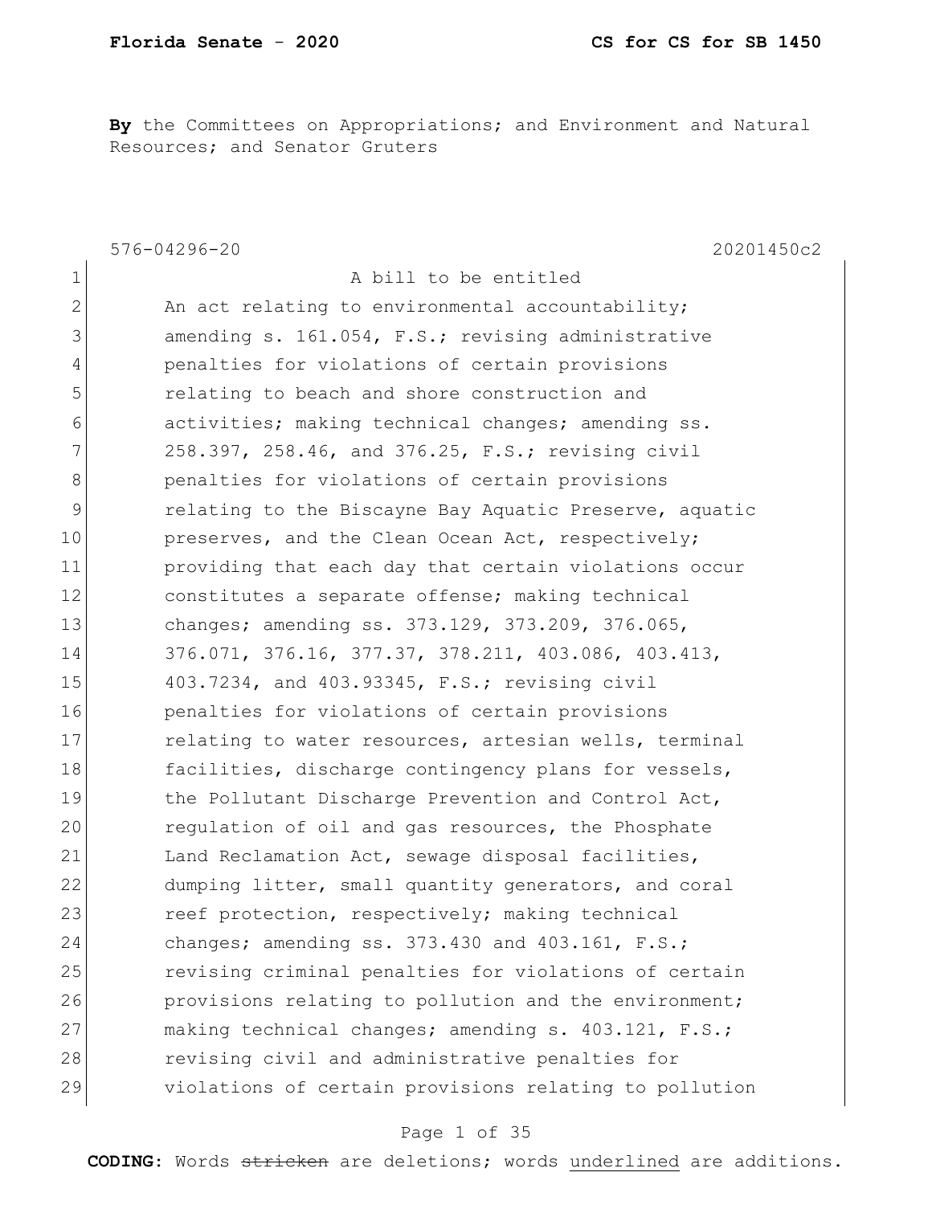**By** the Committees on Appropriations; and Environment and Natural Resources; and Senator Gruters

576-04296-20 20201450c2

1 A bill to be entitled
2 An act relating to environmental accountability;
3 amending s. 161.054, F.S.; revising administrative
4 penalties for violations of certain provisions
5 relating to beach and shore construction and
6 activities; making technical changes; amending ss.
7 258.397, 258.46, and 376.25, F.S.; revising civil
8 penalties for violations of certain provisions
9 relating to the Biscayne Bay Aquatic Preserve, aquatic
10 preserves, and the Clean Ocean Act, respectively;
11 providing that each day that certain violations occur
12 constitutes a separate offense; making technical
13 changes; amending ss. 373.129, 373.209, 376.065,
14 376.071, 376.16, 377.37, 378.211, 403.086, 403.413,
15 403.7234, and 403.93345, F.S.; revising civil
16 penalties for violations of certain provisions
17 relating to water resources, artesian wells, terminal
18 facilities, discharge contingency plans for vessels,
19 the Pollutant Discharge Prevention and Control Act,
20 regulation of oil and gas resources, the Phosphate
21 Land Reclamation Act, sewage disposal facilities,
22 dumping litter, small quantity generators, and coral
23 reef protection, respectively; making technical
24 changes; amending ss. 373.430 and 403.161, F.S.;
25 revising criminal penalties for violations of certain
26 provisions relating to pollution and the environment;
27 making technical changes; amending s. 403.121, F.S.;
28 revising civil and administrative penalties for
29 violations of certain provisions relating to pollution

**CODING:** Words ~~stricken~~ are deletions; words <u>underlined</u> are additions.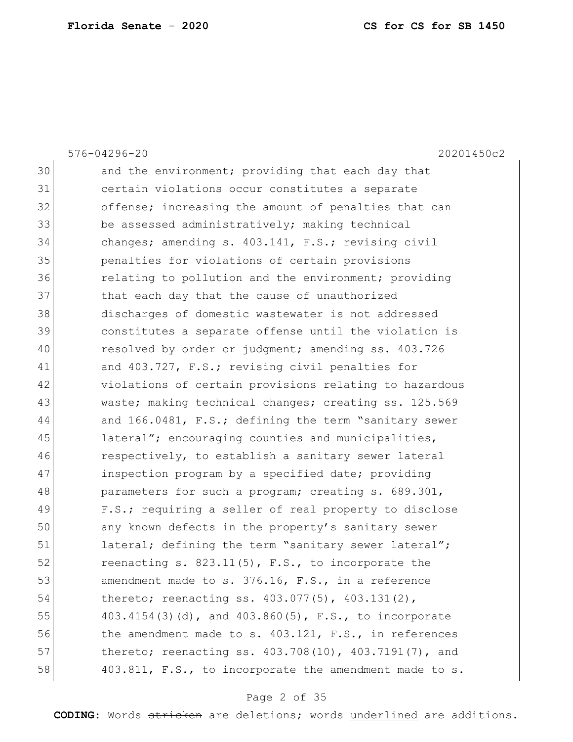576-04296-20 20201450c2

30 and the environment; providing that each day that
31 certain violations occur constitutes a separate
32 offense; increasing the amount of penalties that can
33 be assessed administratively; making technical
34 changes; amending s. 403.141, F.S.; revising civil
35 penalties for violations of certain provisions
36 relating to pollution and the environment; providing
37 that each day that the cause of unauthorized
38 discharges of domestic wastewater is not addressed
39 constitutes a separate offense until the violation is
40 resolved by order or judgment; amending ss. 403.726
41 and 403.727, F.S.; revising civil penalties for
42 violations of certain provisions relating to hazardous
43 waste; making technical changes; creating ss. 125.569
44 and 166.0481, F.S.; defining the term "sanitary sewer
45 lateral"; encouraging counties and municipalities,
46 respectively, to establish a sanitary sewer lateral
47 inspection program by a specified date; providing
48 parameters for such a program; creating s. 689.301,
49 F.S.; requiring a seller of real property to disclose
50 any known defects in the property's sanitary sewer
51 lateral; defining the term "sanitary sewer lateral";
52 reenacting s. 823.11(5), F.S., to incorporate the
53 amendment made to s. 376.16, F.S., in a reference
54 thereto; reenacting ss. 403.077(5), 403.131(2),
55 403.4154(3)(d), and 403.860(5), F.S., to incorporate
56 the amendment made to s. 403.121, F.S., in references
57 thereto; reenacting ss. 403.708(10), 403.7191(7), and
58 403.811, F.S., to incorporate the amendment made to s.

**CODING:** Words ~~stricken~~ are deletions; words <u>underlined</u> are additions.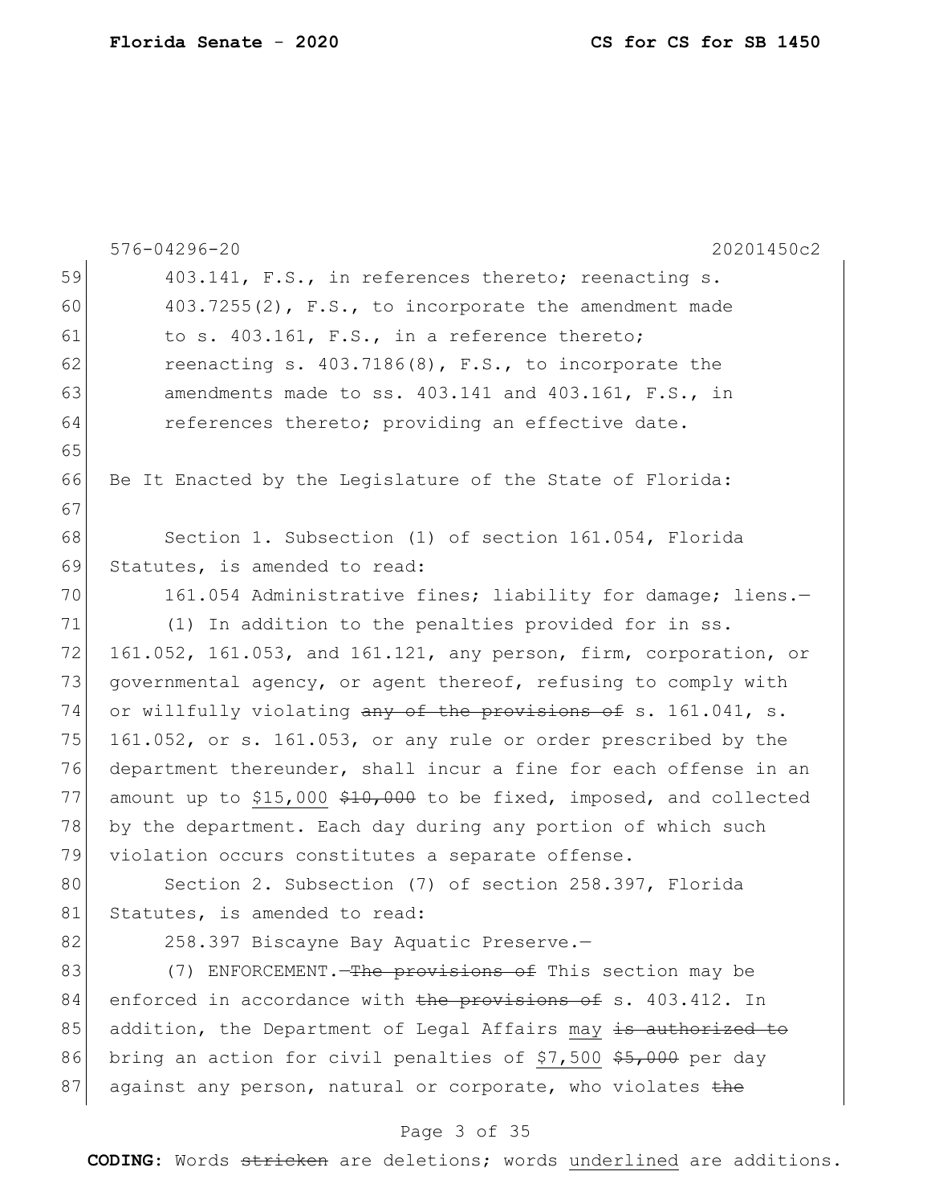403.141, F.S., in references thereto; reenacting s. 403.7255(2), F.S., to incorporate the amendment made to s. 403.161, F.S., in a reference thereto; reenacting s. 403.7186(8), F.S., to incorporate the amendments made to ss. 403.141 and 403.161, F.S., in references thereto; providing an effective date.

Be It Enacted by the Legislature of the State of Florida:

Section 1. Subsection (1) of section 161.054, Florida Statutes, is amended to read:

161.054 Administrative fines; liability for damage; liens.—

(1) In addition to the penalties provided for in ss. 161.052, 161.053, and 161.121, any person, firm, corporation, or governmental agency, or agent thereof, refusing to comply with or willfully violating ~~any of the provisions of~~ s. 161.041, s. 161.052, or s. 161.053, or any rule or order prescribed by the department thereunder, shall incur a fine for each offense in an amount up to <u>$15,000</u> ~~$10,000~~ to be fixed, imposed, and collected by the department. Each day during any portion of which such violation occurs constitutes a separate offense.

Section 2. Subsection (7) of section 258.397, Florida Statutes, is amended to read:

258.397 Biscayne Bay Aquatic Preserve.—

(7) ENFORCEMENT.—~~The provisions of~~ This section may be enforced in accordance with ~~the provisions of~~ s. 403.412. In addition, the Department of Legal Affairs <u>may</u> ~~is authorized to~~ bring an action for civil penalties of <u>$7,500</u> ~~$5,000~~ per day against any person, natural or corporate, who violates ~~the~~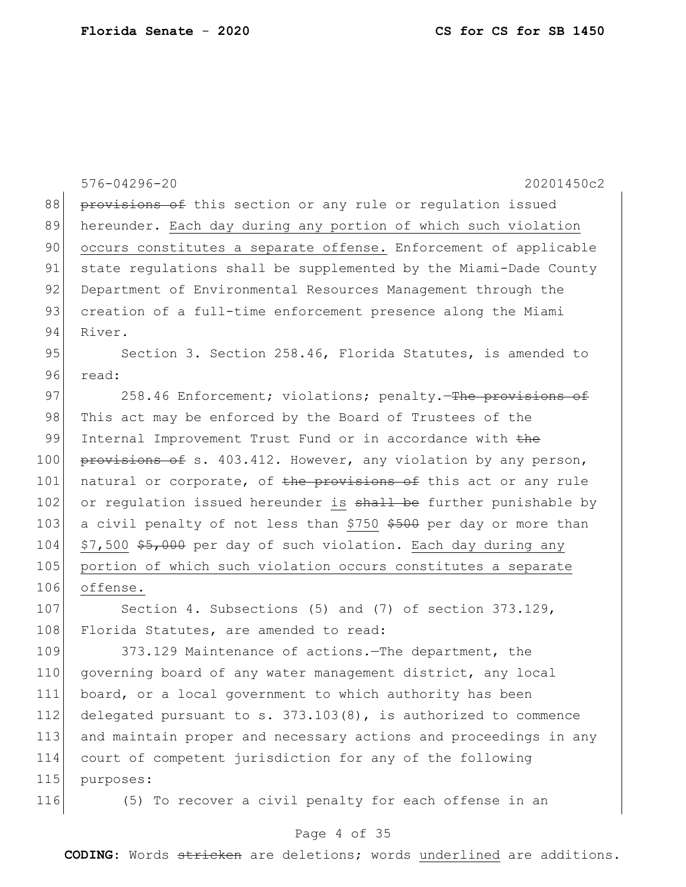~~provisions of~~ this section or any rule or regulation issued hereunder. <u>Each day during any portion of which such violation occurs constitutes a separate offense.</u> Enforcement of applicable state regulations shall be supplemented by the Miami-Dade County Department of Environmental Resources Management through the creation of a full-time enforcement presence along the Miami River.

Section 3. Section 258.46, Florida Statutes, is amended to read:

258.46 Enforcement; violations; penalty.—~~The provisions of~~ This act may be enforced by the Board of Trustees of the Internal Improvement Trust Fund or in accordance with ~~the provisions of~~ s. 403.412. However, any violation by any person, natural or corporate, of ~~the provisions of~~ this act or any rule or regulation issued hereunder <u>is</u> ~~shall be~~ further punishable by a civil penalty of not less than <u>$750</u> ~~$500~~ per day or more than <u>$7,500</u> ~~$5,000~~ per day of such violation. <u>Each day during any portion of which such violation occurs constitutes a separate offense.</u>

Section 4. Subsections (5) and (7) of section 373.129, Florida Statutes, are amended to read:

373.129 Maintenance of actions.—The department, the governing board of any water management district, any local board, or a local government to which authority has been delegated pursuant to s. 373.103(8), is authorized to commence and maintain proper and necessary actions and proceedings in any court of competent jurisdiction for any of the following purposes:

(5) To recover a civil penalty for each offense in an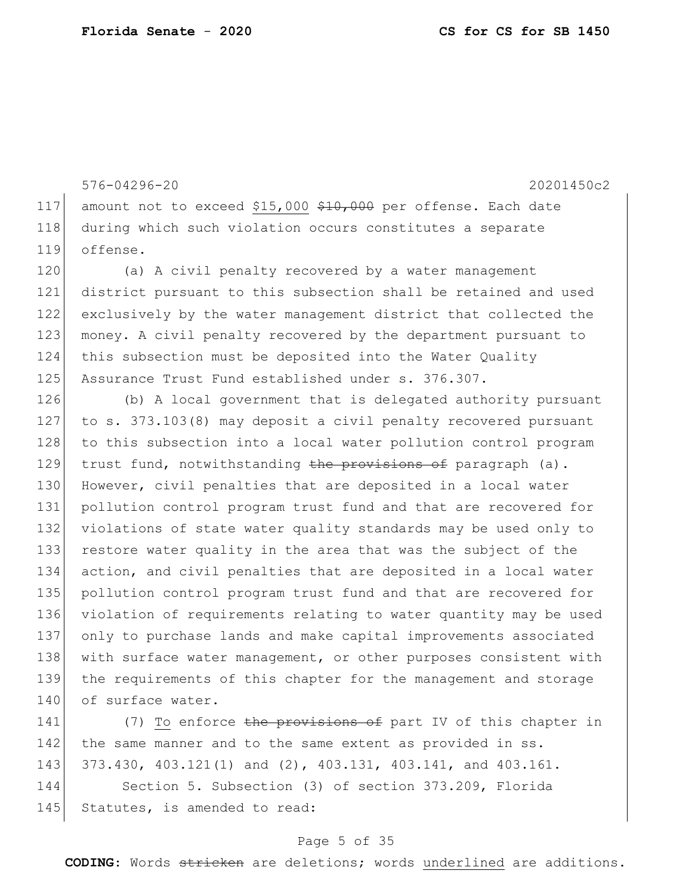amount not to exceed <u>$15,000</u> ~~$10,000~~ per offense. Each date during which such violation occurs constitutes a separate offense.

(a) A civil penalty recovered by a water management district pursuant to this subsection shall be retained and used exclusively by the water management district that collected the money. A civil penalty recovered by the department pursuant to this subsection must be deposited into the Water Quality Assurance Trust Fund established under s. 376.307.

(b) A local government that is delegated authority pursuant to s. 373.103(8) may deposit a civil penalty recovered pursuant to this subsection into a local water pollution control program trust fund, notwithstanding ~~the provisions of~~ paragraph (a). However, civil penalties that are deposited in a local water pollution control program trust fund and that are recovered for violations of state water quality standards may be used only to restore water quality in the area that was the subject of the action, and civil penalties that are deposited in a local water pollution control program trust fund and that are recovered for violation of requirements relating to water quantity may be used only to purchase lands and make capital improvements associated with surface water management, or other purposes consistent with the requirements of this chapter for the management and storage of surface water.

(7) <u>To</u> enforce ~~the provisions of~~ part IV of this chapter in the same manner and to the same extent as provided in ss. 373.430, 403.121(1) and (2), 403.131, 403.141, and 403.161.

Section 5. Subsection (3) of section 373.209, Florida Statutes, is amended to read: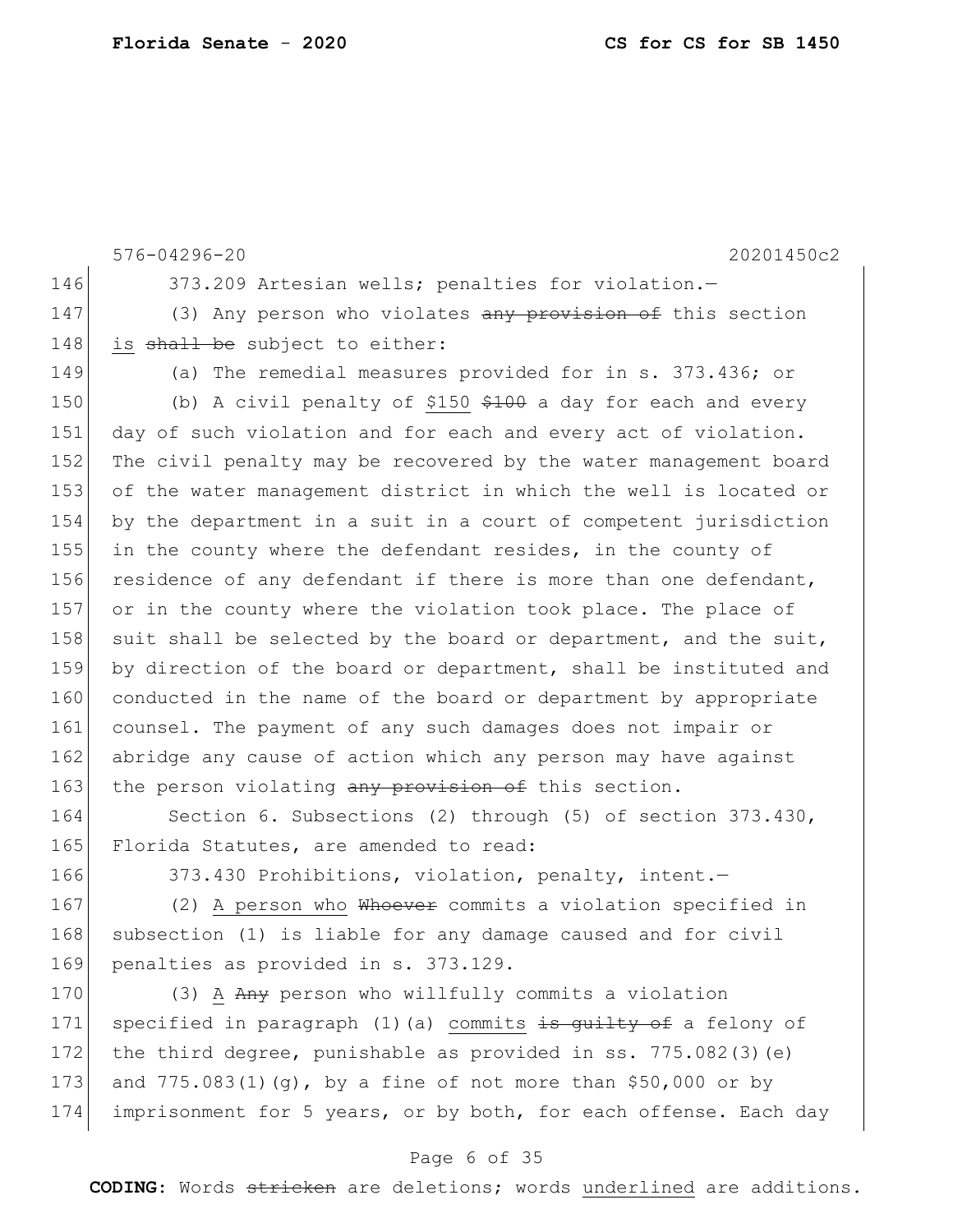373.209 Artesian wells; penalties for violation.—

(3) Any person who violates ~~any provision of~~ this section <u>is</u> ~~shall be~~ subject to either:

(a) The remedial measures provided for in s. 373.436; or

(b) A civil penalty of <u>$150</u> ~~$100~~ a day for each and every day of such violation and for each and every act of violation. The civil penalty may be recovered by the water management board of the water management district in which the well is located or by the department in a suit in a court of competent jurisdiction in the county where the defendant resides, in the county of residence of any defendant if there is more than one defendant, or in the county where the violation took place. The place of suit shall be selected by the board or department, and the suit, by direction of the board or department, shall be instituted and conducted in the name of the board or department by appropriate counsel. The payment of any such damages does not impair or abridge any cause of action which any person may have against the person violating ~~any provision of~~ this section.

Section 6. Subsections (2) through (5) of section 373.430, Florida Statutes, are amended to read:

373.430 Prohibitions, violation, penalty, intent.—

(2) <u>A person who</u> ~~Whoever~~ commits a violation specified in subsection (1) is liable for any damage caused and for civil penalties as provided in s. 373.129.

(3) <u>A</u> ~~Any~~ person who willfully commits a violation specified in paragraph (1)(a) <u>commits</u> ~~is guilty of~~ a felony of the third degree, punishable as provided in ss. 775.082(3)(e) and 775.083(1)(g), by a fine of not more than $50,000 or by imprisonment for 5 years, or by both, for each offense. Each day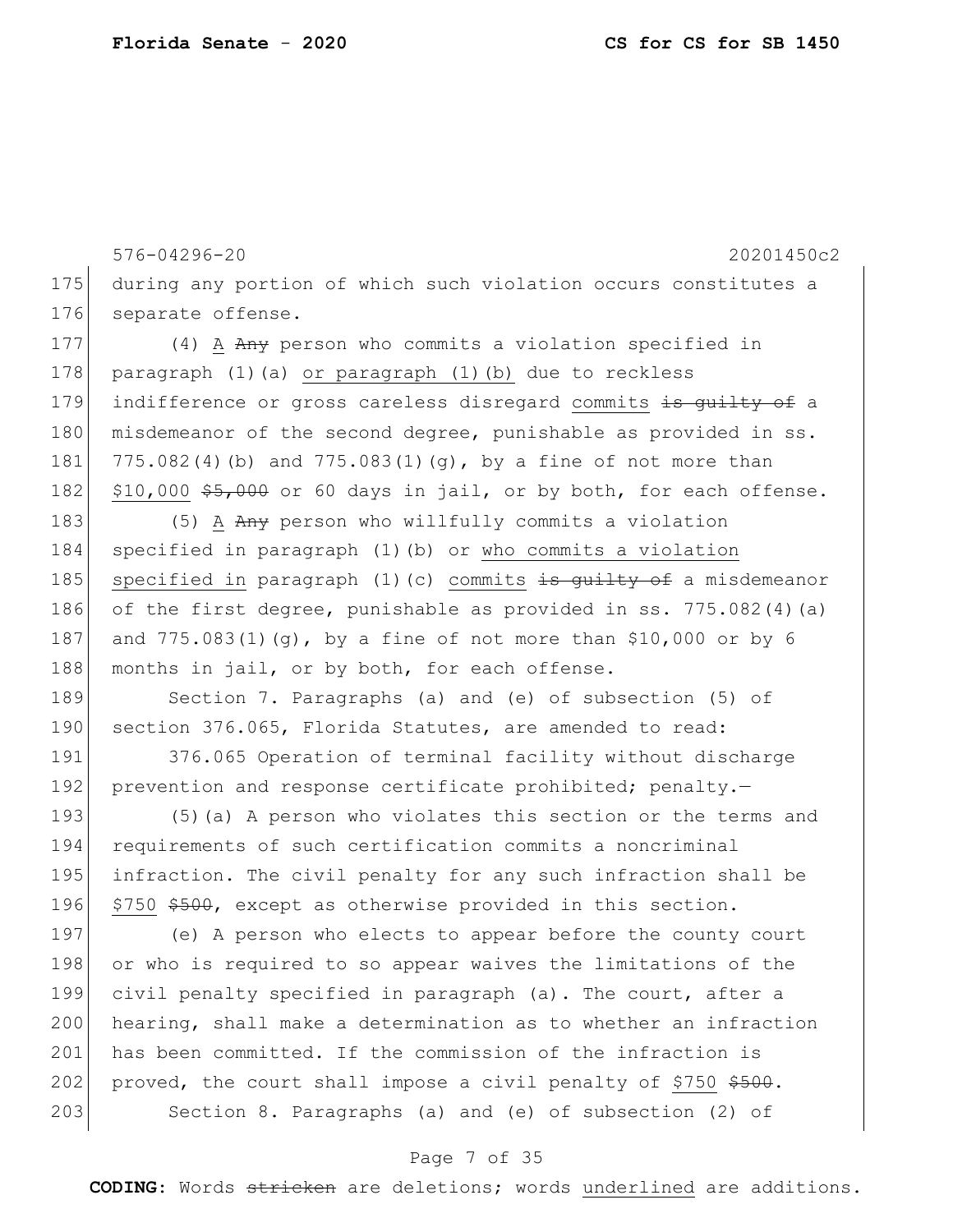during any portion of which such violation occurs constitutes a separate offense.

(4) A ~~Any~~ person who commits a violation specified in paragraph (1)(a) or paragraph (1)(b) due to reckless indifference or gross careless disregard commits ~~is guilty of~~ a misdemeanor of the second degree, punishable as provided in ss. 775.082(4)(b) and 775.083(1)(g), by a fine of not more than $10,000 ~~$5,000~~ or 60 days in jail, or by both, for each offense.

(5) A ~~Any~~ person who willfully commits a violation specified in paragraph (1)(b) or who commits a violation specified in paragraph (1)(c) commits ~~is guilty of~~ a misdemeanor of the first degree, punishable as provided in ss. 775.082(4)(a) and 775.083(1)(g), by a fine of not more than $10,000 or by 6 months in jail, or by both, for each offense.

Section 7. Paragraphs (a) and (e) of subsection (5) of section 376.065, Florida Statutes, are amended to read:

376.065 Operation of terminal facility without discharge prevention and response certificate prohibited; penalty.—

(5)(a) A person who violates this section or the terms and requirements of such certification commits a noncriminal infraction. The civil penalty for any such infraction shall be $750 ~~$500~~, except as otherwise provided in this section.

(e) A person who elects to appear before the county court or who is required to so appear waives the limitations of the civil penalty specified in paragraph (a). The court, after a hearing, shall make a determination as to whether an infraction has been committed. If the commission of the infraction is proved, the court shall impose a civil penalty of $750 ~~$500~~.

Section 8. Paragraphs (a) and (e) of subsection (2) of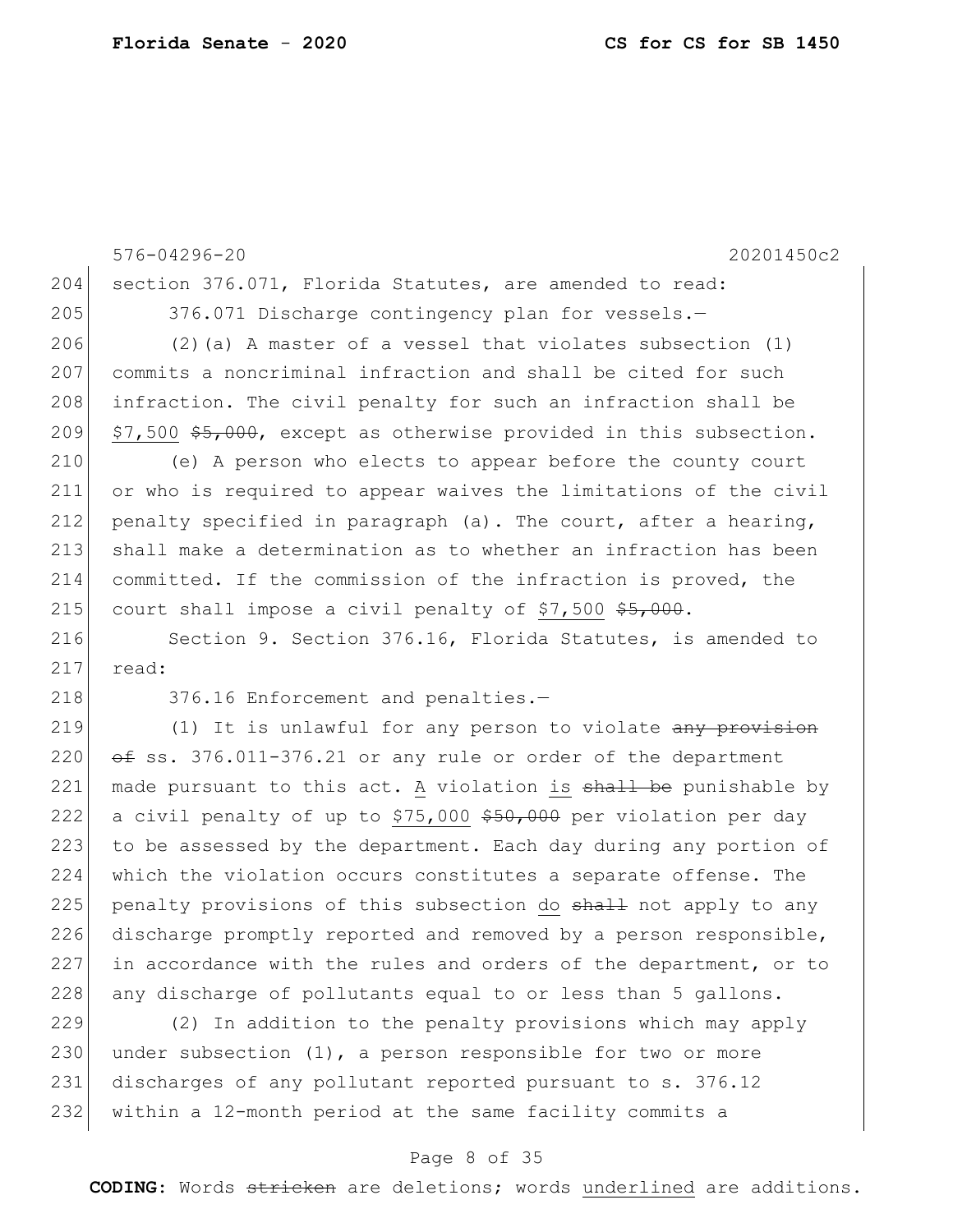section 376.071, Florida Statutes, are amended to read:

376.071 Discharge contingency plan for vessels.—

(2)(a) A master of a vessel that violates subsection (1) commits a noncriminal infraction and shall be cited for such infraction. The civil penalty for such an infraction shall be <u>$7,500</u> ~~$5,000~~, except as otherwise provided in this subsection.

(e) A person who elects to appear before the county court or who is required to appear waives the limitations of the civil penalty specified in paragraph (a). The court, after a hearing, shall make a determination as to whether an infraction has been committed. If the commission of the infraction is proved, the court shall impose a civil penalty of <u>$7,500</u> ~~$5,000~~.

Section 9. Section 376.16, Florida Statutes, is amended to read:

376.16 Enforcement and penalties.—

(1) It is unlawful for any person to violate ~~any provision of~~ ss. 376.011-376.21 or any rule or order of the department made pursuant to this act. <u>A</u> violation <u>is</u> ~~shall be~~ punishable by a civil penalty of up to <u>$75,000</u> ~~$50,000~~ per violation per day to be assessed by the department. Each day during any portion of which the violation occurs constitutes a separate offense. The penalty provisions of this subsection <u>do</u> ~~shall~~ not apply to any discharge promptly reported and removed by a person responsible, in accordance with the rules and orders of the department, or to any discharge of pollutants equal to or less than 5 gallons.

(2) In addition to the penalty provisions which may apply under subsection (1), a person responsible for two or more discharges of any pollutant reported pursuant to s. 376.12 within a 12-month period at the same facility commits a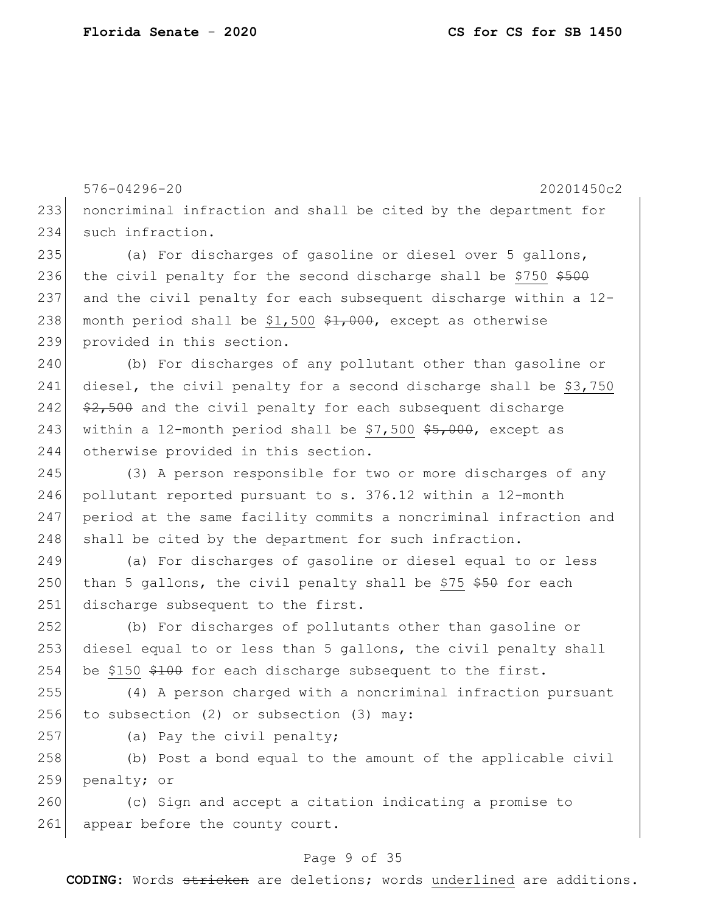noncriminal infraction and shall be cited by the department for such infraction.

(a) For discharges of gasoline or diesel over 5 gallons, the civil penalty for the second discharge shall be <u>$750</u> ~~$500~~ and the civil penalty for each subsequent discharge within a 12-month period shall be <u>$1,500</u> ~~$1,000~~, except as otherwise provided in this section.

(b) For discharges of any pollutant other than gasoline or diesel, the civil penalty for a second discharge shall be <u>$3,750</u> ~~$2,500~~ and the civil penalty for each subsequent discharge within a 12-month period shall be <u>$7,500</u> ~~$5,000~~, except as otherwise provided in this section.

(3) A person responsible for two or more discharges of any pollutant reported pursuant to s. 376.12 within a 12-month period at the same facility commits a noncriminal infraction and shall be cited by the department for such infraction.

(a) For discharges of gasoline or diesel equal to or less than 5 gallons, the civil penalty shall be <u>$75</u> ~~$50~~ for each discharge subsequent to the first.

(b) For discharges of pollutants other than gasoline or diesel equal to or less than 5 gallons, the civil penalty shall be <u>$150</u> ~~$100~~ for each discharge subsequent to the first.

(4) A person charged with a noncriminal infraction pursuant to subsection (2) or subsection (3) may:

(a) Pay the civil penalty;

(b) Post a bond equal to the amount of the applicable civil penalty; or

(c) Sign and accept a citation indicating a promise to appear before the county court.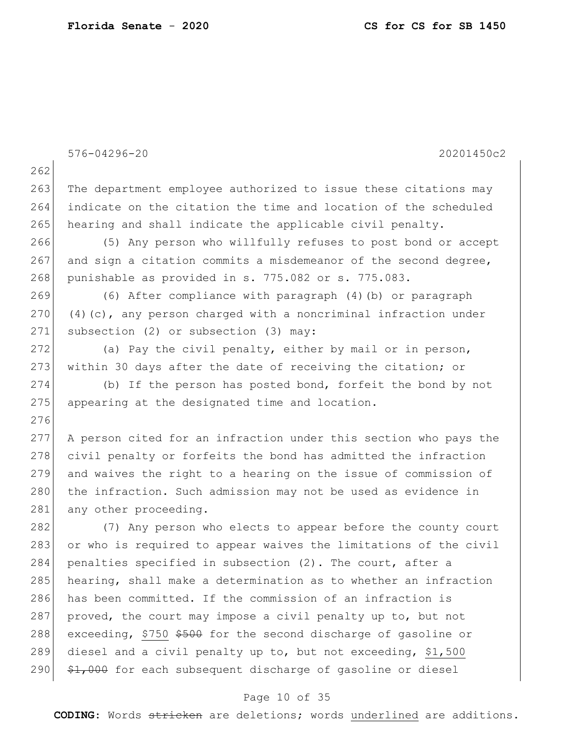The department employee authorized to issue these citations may indicate on the citation the time and location of the scheduled hearing and shall indicate the applicable civil penalty.

(5) Any person who willfully refuses to post bond or accept and sign a citation commits a misdemeanor of the second degree, punishable as provided in s. 775.082 or s. 775.083.

(6) After compliance with paragraph (4)(b) or paragraph (4)(c), any person charged with a noncriminal infraction under subsection (2) or subsection (3) may:

(a) Pay the civil penalty, either by mail or in person, within 30 days after the date of receiving the citation; or

(b) If the person has posted bond, forfeit the bond by not appearing at the designated time and location.

A person cited for an infraction under this section who pays the civil penalty or forfeits the bond has admitted the infraction and waives the right to a hearing on the issue of commission of the infraction. Such admission may not be used as evidence in any other proceeding.

(7) Any person who elects to appear before the county court or who is required to appear waives the limitations of the civil penalties specified in subsection (2). The court, after a hearing, shall make a determination as to whether an infraction has been committed. If the commission of an infraction is proved, the court may impose a civil penalty up to, but not exceeding, <u>$750</u> ~~$500~~ for the second discharge of gasoline or diesel and a civil penalty up to, but not exceeding, <u>$1,500</u> ~~$1,000~~ for each subsequent discharge of gasoline or diesel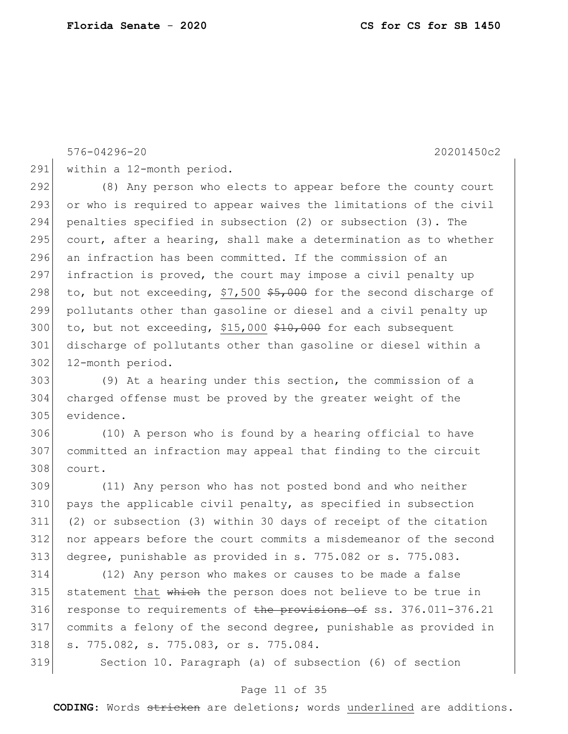within a 12-month period.

(8) Any person who elects to appear before the county court or who is required to appear waives the limitations of the civil penalties specified in subsection (2) or subsection (3). The court, after a hearing, shall make a determination as to whether an infraction has been committed. If the commission of an infraction is proved, the court may impose a civil penalty up to, but not exceeding, <u>$7,500</u> ~~$5,000~~ for the second discharge of pollutants other than gasoline or diesel and a civil penalty up to, but not exceeding, <u>$15,000</u> ~~$10,000~~ for each subsequent discharge of pollutants other than gasoline or diesel within a 12-month period.

(9) At a hearing under this section, the commission of a charged offense must be proved by the greater weight of the evidence.

(10) A person who is found by a hearing official to have committed an infraction may appeal that finding to the circuit court.

(11) Any person who has not posted bond and who neither pays the applicable civil penalty, as specified in subsection (2) or subsection (3) within 30 days of receipt of the citation nor appears before the court commits a misdemeanor of the second degree, punishable as provided in s. 775.082 or s. 775.083.

(12) Any person who makes or causes to be made a false statement <u>that</u> ~~which~~ the person does not believe to be true in response to requirements of ~~the provisions of~~ ss. 376.011-376.21 commits a felony of the second degree, punishable as provided in s. 775.082, s. 775.083, or s. 775.084.

Section 10. Paragraph (a) of subsection (6) of section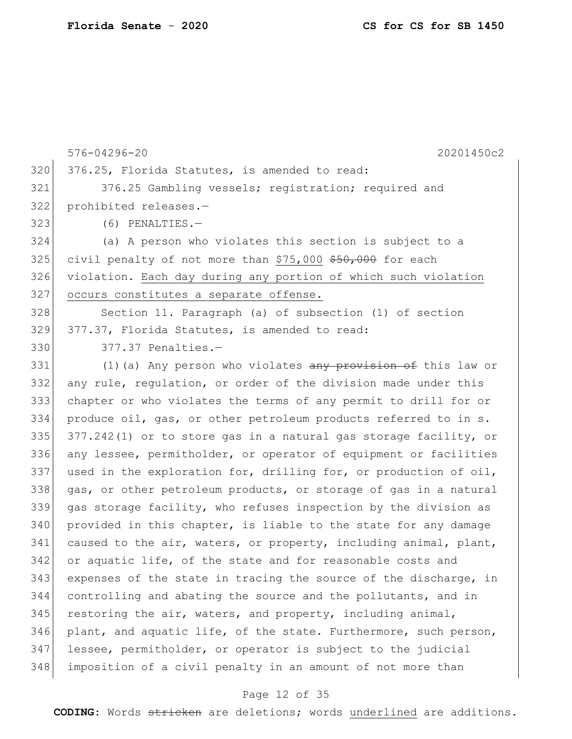376.25, Florida Statutes, is amended to read:

376.25 Gambling vessels; registration; required and prohibited releases.—

(6) PENALTIES.—

(a) A person who violates this section is subject to a civil penalty of not more than <u>$75,000</u> ~~$50,000~~ for each violation. <u>Each day during any portion of which such violation occurs constitutes a separate offense.</u>

Section 11. Paragraph (a) of subsection (1) of section 377.37, Florida Statutes, is amended to read:

377.37 Penalties.—

(1)(a) Any person who violates ~~any provision of~~ this law or any rule, regulation, or order of the division made under this chapter or who violates the terms of any permit to drill for or produce oil, gas, or other petroleum products referred to in s. 377.242(1) or to store gas in a natural gas storage facility, or any lessee, permitholder, or operator of equipment or facilities used in the exploration for, drilling for, or production of oil, gas, or other petroleum products, or storage of gas in a natural gas storage facility, who refuses inspection by the division as provided in this chapter, is liable to the state for any damage caused to the air, waters, or property, including animal, plant, or aquatic life, of the state and for reasonable costs and expenses of the state in tracing the source of the discharge, in controlling and abating the source and the pollutants, and in restoring the air, waters, and property, including animal, plant, and aquatic life, of the state. Furthermore, such person, lessee, permitholder, or operator is subject to the judicial imposition of a civil penalty in an amount of not more than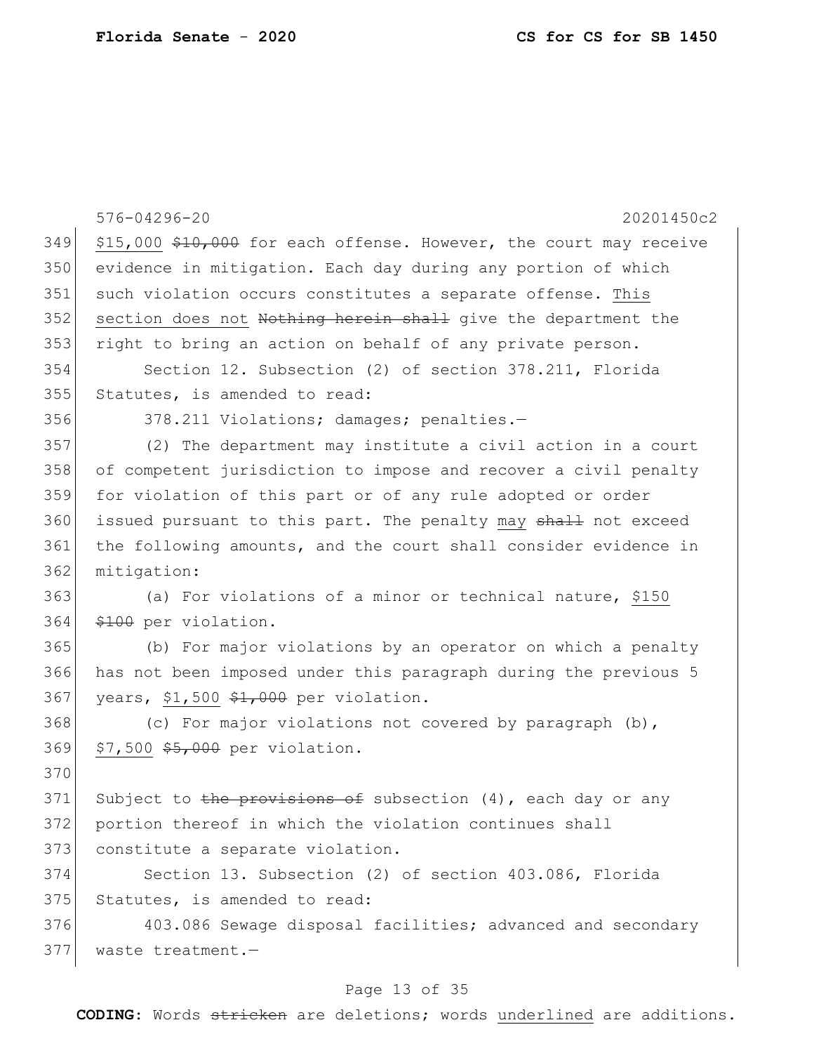576-04296-20 20201450c2

$15,000 ~~$10,000~~ for each offense. However, the court may receive evidence in mitigation. Each day during any portion of which such violation occurs constitutes a separate offense. <u>This section does not</u> ~~Nothing herein shall~~ give the department the right to bring an action on behalf of any private person.

Section 12. Subsection (2) of section 378.211, Florida Statutes, is amended to read:

378.211 Violations; damages; penalties.—

(2) The department may institute a civil action in a court of competent jurisdiction to impose and recover a civil penalty for violation of this part or of any rule adopted or order issued pursuant to this part. The penalty <u>may</u> ~~shall~~ not exceed the following amounts, and the court shall consider evidence in mitigation:

(a) For violations of a minor or technical nature, <u>$150</u> ~~$100~~ per violation.

(b) For major violations by an operator on which a penalty has not been imposed under this paragraph during the previous 5 years, <u>$1,500</u> ~~$1,000~~ per violation.

(c) For major violations not covered by paragraph (b), <u>$7,500</u> ~~$5,000~~ per violation.

Subject to ~~the provisions of~~ subsection (4), each day or any portion thereof in which the violation continues shall constitute a separate violation.

Section 13. Subsection (2) of section 403.086, Florida Statutes, is amended to read:

403.086 Sewage disposal facilities; advanced and secondary waste treatment.—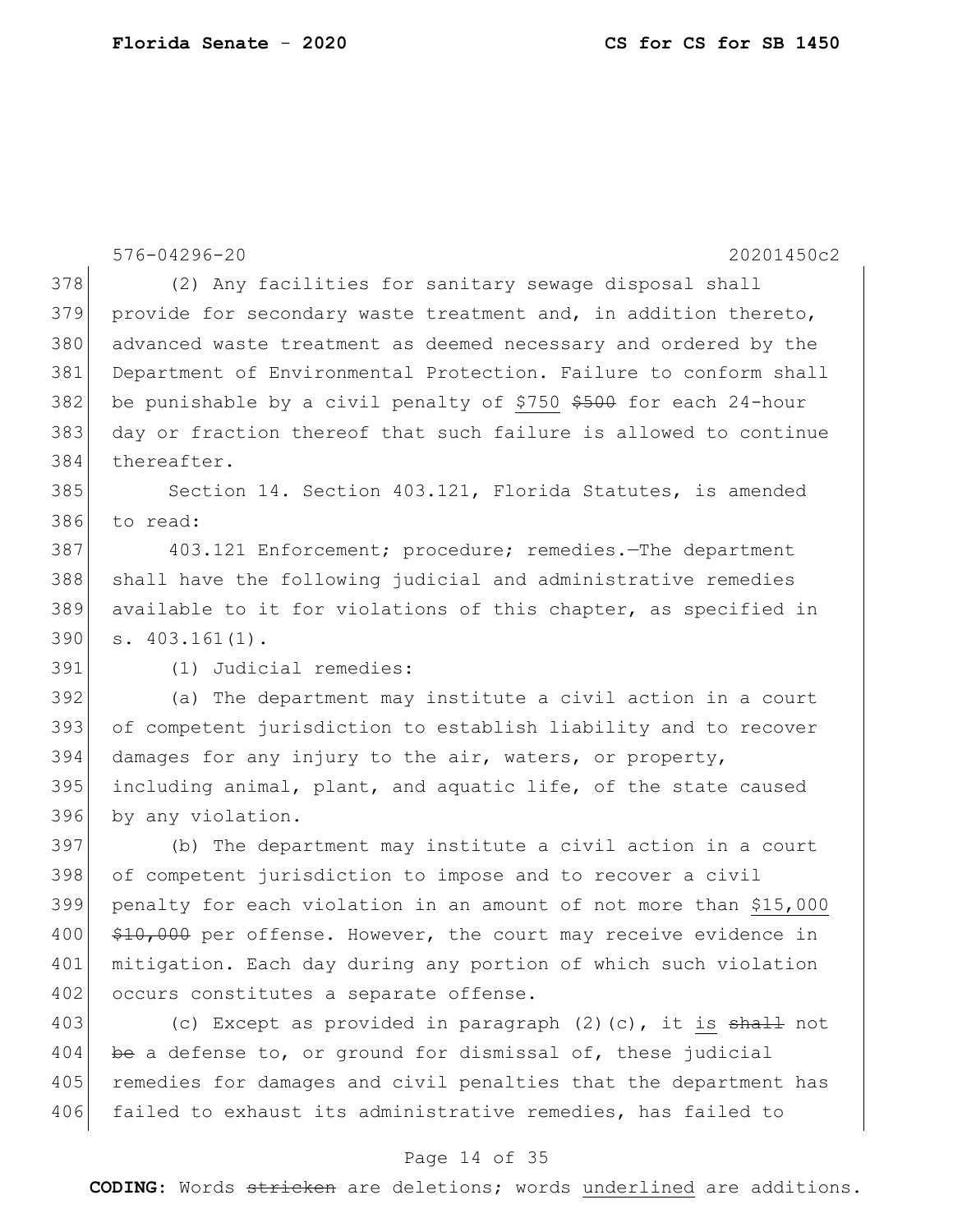576-04296-20 20201450c2

(2) Any facilities for sanitary sewage disposal shall provide for secondary waste treatment and, in addition thereto, advanced waste treatment as deemed necessary and ordered by the Department of Environmental Protection. Failure to conform shall be punishable by a civil penalty of <u>$750</u> ~~$500~~ for each 24-hour day or fraction thereof that such failure is allowed to continue thereafter.

Section 14. Section 403.121, Florida Statutes, is amended to read:

403.121 Enforcement; procedure; remedies.—The department shall have the following judicial and administrative remedies available to it for violations of this chapter, as specified in s. 403.161(1).

(1) Judicial remedies:

(a) The department may institute a civil action in a court of competent jurisdiction to establish liability and to recover damages for any injury to the air, waters, or property, including animal, plant, and aquatic life, of the state caused by any violation.

(b) The department may institute a civil action in a court of competent jurisdiction to impose and to recover a civil penalty for each violation in an amount of not more than <u>$15,000</u> ~~$10,000~~ per offense. However, the court may receive evidence in mitigation. Each day during any portion of which such violation occurs constitutes a separate offense.

(c) Except as provided in paragraph (2)(c), it <u>is</u> ~~shall~~ not ~~be~~ a defense to, or ground for dismissal of, these judicial remedies for damages and civil penalties that the department has failed to exhaust its administrative remedies, has failed to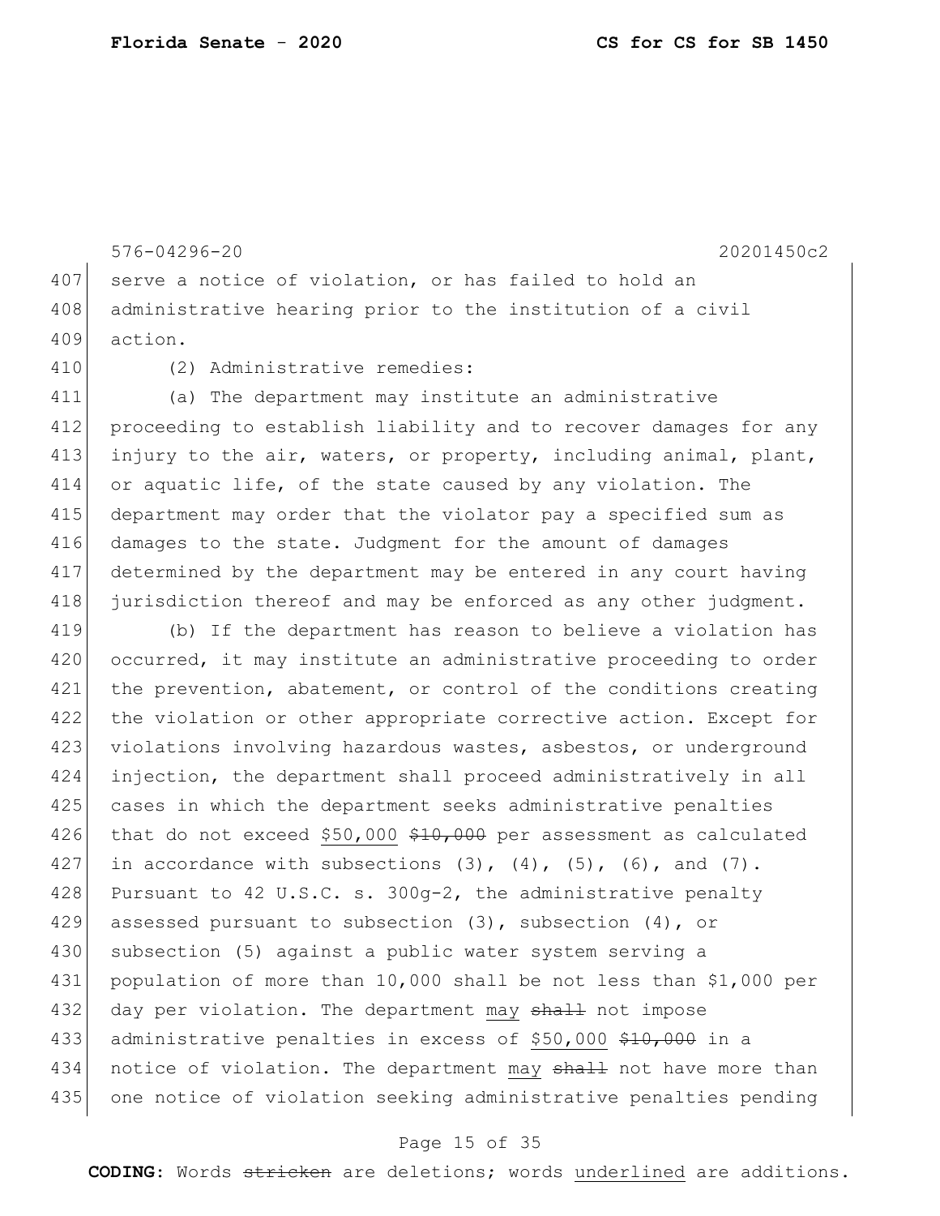serve a notice of violation, or has failed to hold an administrative hearing prior to the institution of a civil action.

(2) Administrative remedies:

(a) The department may institute an administrative proceeding to establish liability and to recover damages for any injury to the air, waters, or property, including animal, plant, or aquatic life, of the state caused by any violation. The department may order that the violator pay a specified sum as damages to the state. Judgment for the amount of damages determined by the department may be entered in any court having jurisdiction thereof and may be enforced as any other judgment.

(b) If the department has reason to believe a violation has occurred, it may institute an administrative proceeding to order the prevention, abatement, or control of the conditions creating the violation or other appropriate corrective action. Except for violations involving hazardous wastes, asbestos, or underground injection, the department shall proceed administratively in all cases in which the department seeks administrative penalties that do not exceed <u>$50,000</u> ~~$10,000~~ per assessment as calculated in accordance with subsections (3), (4), (5), (6), and (7). Pursuant to 42 U.S.C. s. 300g-2, the administrative penalty assessed pursuant to subsection (3), subsection (4), or subsection (5) against a public water system serving a population of more than 10,000 shall be not less than $1,000 per day per violation. The department <u>may</u> ~~shall~~ not impose administrative penalties in excess of <u>$50,000</u> ~~$10,000~~ in a notice of violation. The department <u>may</u> ~~shall~~ not have more than one notice of violation seeking administrative penalties pending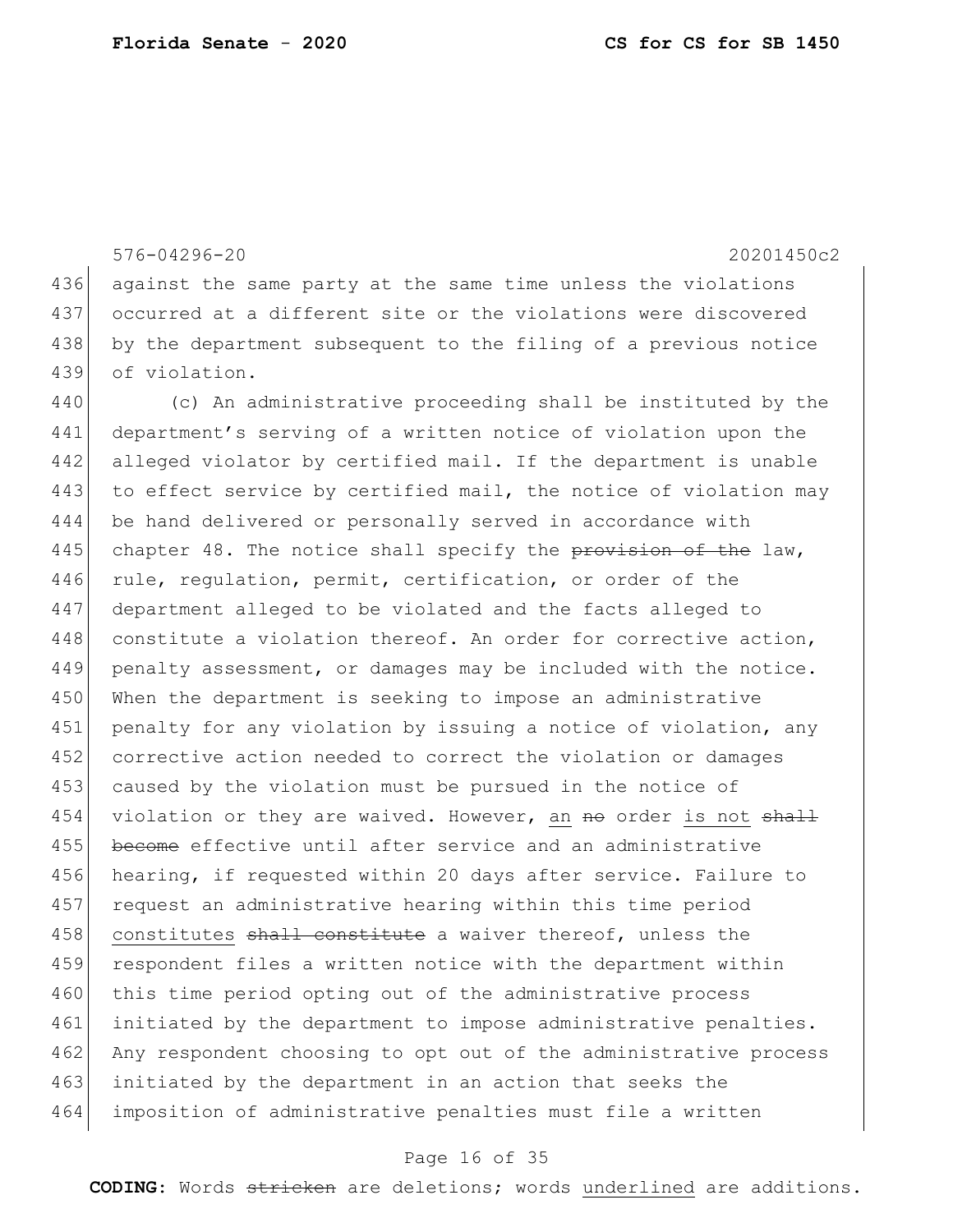against the same party at the same time unless the violations occurred at a different site or the violations were discovered by the department subsequent to the filing of a previous notice of violation.

(c) An administrative proceeding shall be instituted by the department's serving of a written notice of violation upon the alleged violator by certified mail. If the department is unable to effect service by certified mail, the notice of violation may be hand delivered or personally served in accordance with chapter 48. The notice shall specify the ~~provision of the~~ law, rule, regulation, permit, certification, or order of the department alleged to be violated and the facts alleged to constitute a violation thereof. An order for corrective action, penalty assessment, or damages may be included with the notice. When the department is seeking to impose an administrative penalty for any violation by issuing a notice of violation, any corrective action needed to correct the violation or damages caused by the violation must be pursued in the notice of violation or they are waived. However, <u>an</u> ~~no~~ order <u>is not</u> ~~shall become~~ effective until after service and an administrative hearing, if requested within 20 days after service. Failure to request an administrative hearing within this time period <u>constitutes</u> ~~shall constitute~~ a waiver thereof, unless the respondent files a written notice with the department within this time period opting out of the administrative process initiated by the department to impose administrative penalties. Any respondent choosing to opt out of the administrative process initiated by the department in an action that seeks the imposition of administrative penalties must file a written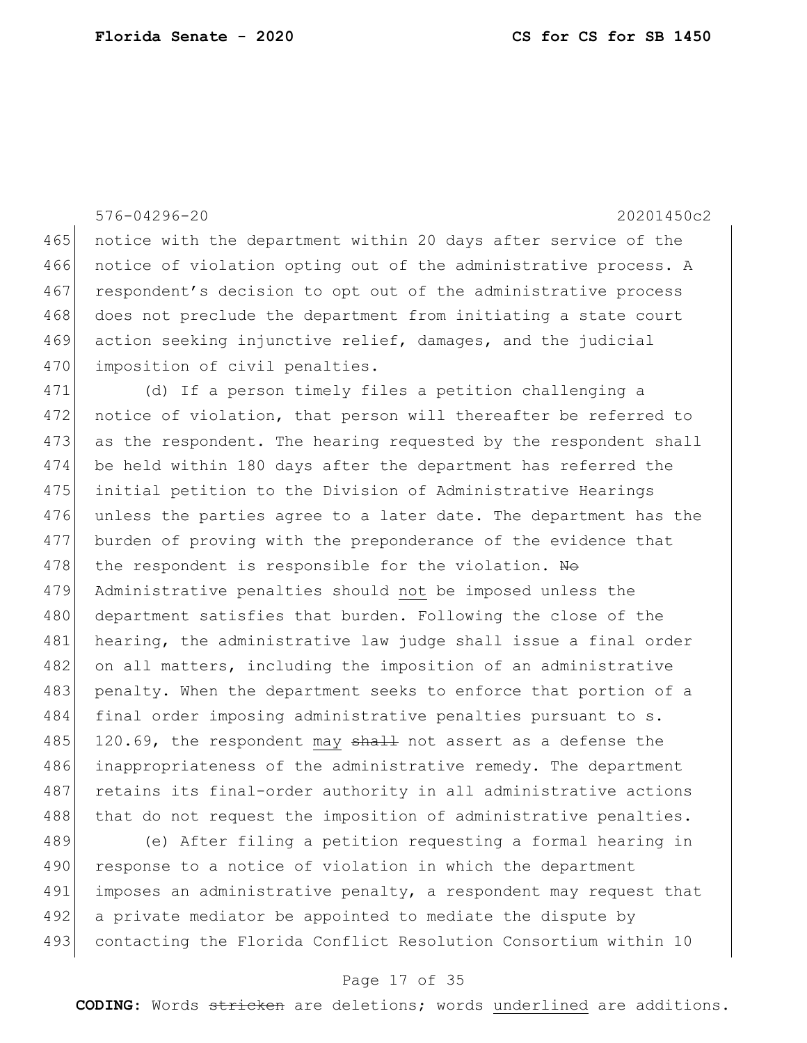576-04296-20 20201450c2

notice with the department within 20 days after service of the notice of violation opting out of the administrative process. A respondent's decision to opt out of the administrative process does not preclude the department from initiating a state court action seeking injunctive relief, damages, and the judicial imposition of civil penalties.

(d) If a person timely files a petition challenging a notice of violation, that person will thereafter be referred to as the respondent. The hearing requested by the respondent shall be held within 180 days after the department has referred the initial petition to the Division of Administrative Hearings unless the parties agree to a later date. The department has the burden of proving with the preponderance of the evidence that the respondent is responsible for the violation. ~~No~~ Administrative penalties should <u>not</u> be imposed unless the department satisfies that burden. Following the close of the hearing, the administrative law judge shall issue a final order on all matters, including the imposition of an administrative penalty. When the department seeks to enforce that portion of a final order imposing administrative penalties pursuant to s. 120.69, the respondent <u>may</u> ~~shall~~ not assert as a defense the inappropriateness of the administrative remedy. The department retains its final-order authority in all administrative actions that do not request the imposition of administrative penalties.

(e) After filing a petition requesting a formal hearing in response to a notice of violation in which the department imposes an administrative penalty, a respondent may request that a private mediator be appointed to mediate the dispute by contacting the Florida Conflict Resolution Consortium within 10

**CODING:** Words ~~stricken~~ are deletions; words <u>underlined</u> are additions.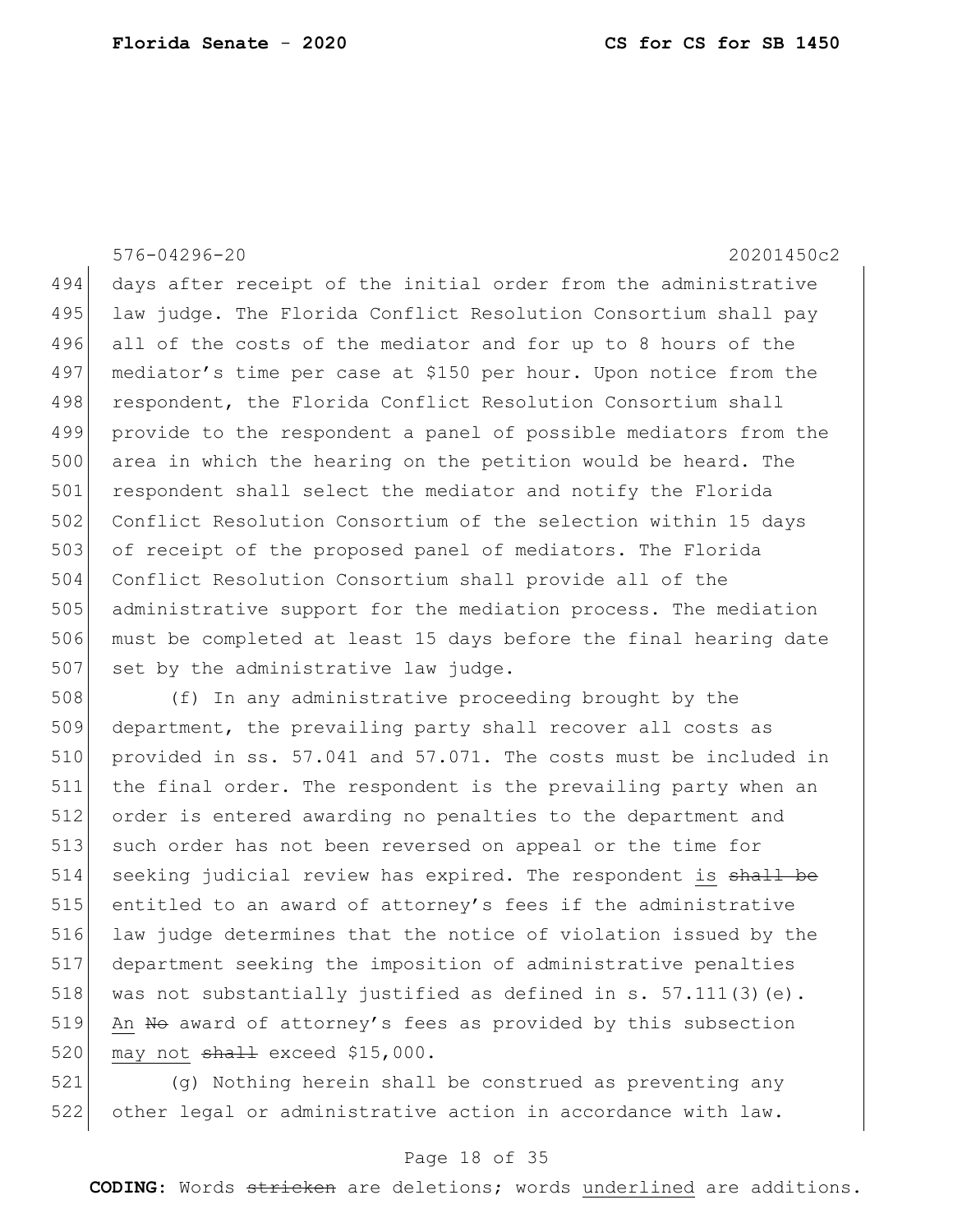days after receipt of the initial order from the administrative law judge. The Florida Conflict Resolution Consortium shall pay all of the costs of the mediator and for up to 8 hours of the mediator's time per case at $150 per hour. Upon notice from the respondent, the Florida Conflict Resolution Consortium shall provide to the respondent a panel of possible mediators from the area in which the hearing on the petition would be heard. The respondent shall select the mediator and notify the Florida Conflict Resolution Consortium of the selection within 15 days of receipt of the proposed panel of mediators. The Florida Conflict Resolution Consortium shall provide all of the administrative support for the mediation process. The mediation must be completed at least 15 days before the final hearing date set by the administrative law judge.

(f) In any administrative proceeding brought by the department, the prevailing party shall recover all costs as provided in ss. 57.041 and 57.071. The costs must be included in the final order. The respondent is the prevailing party when an order is entered awarding no penalties to the department and such order has not been reversed on appeal or the time for seeking judicial review has expired. The respondent <u>is</u> ~~shall be~~ entitled to an award of attorney's fees if the administrative law judge determines that the notice of violation issued by the department seeking the imposition of administrative penalties was not substantially justified as defined in s. 57.111(3)(e). <u>An</u> ~~No~~ award of attorney's fees as provided by this subsection <u>may not</u> ~~shall~~ exceed $15,000.

(g) Nothing herein shall be construed as preventing any other legal or administrative action in accordance with law.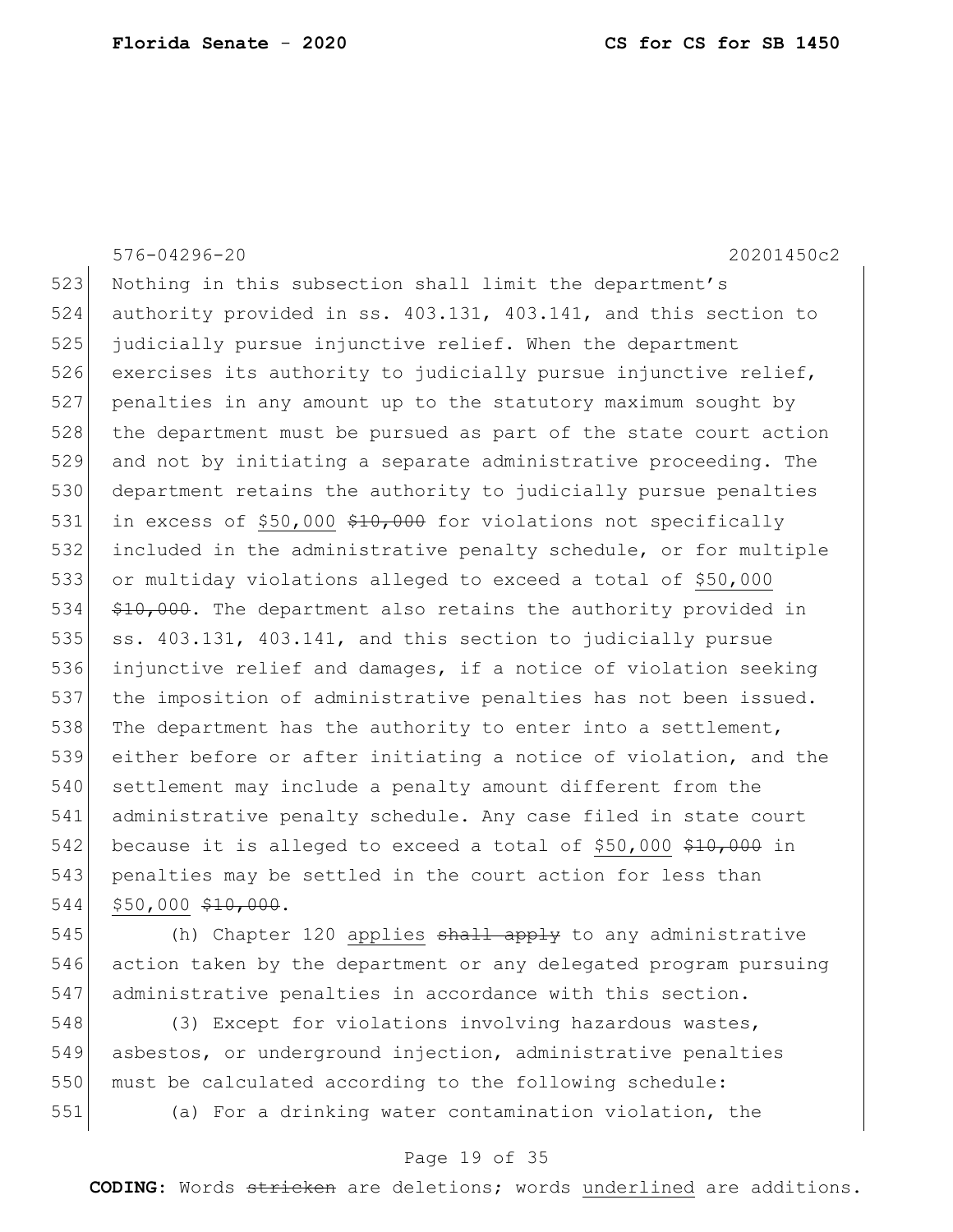Nothing in this subsection shall limit the department's authority provided in ss. 403.131, 403.141, and this section to judicially pursue injunctive relief. When the department exercises its authority to judicially pursue injunctive relief, penalties in any amount up to the statutory maximum sought by the department must be pursued as part of the state court action and not by initiating a separate administrative proceeding. The department retains the authority to judicially pursue penalties in excess of <u>$50,000</u> ~~$10,000~~ for violations not specifically included in the administrative penalty schedule, or for multiple or multiday violations alleged to exceed a total of <u>$50,000</u> ~~$10,000~~. The department also retains the authority provided in ss. 403.131, 403.141, and this section to judicially pursue injunctive relief and damages, if a notice of violation seeking the imposition of administrative penalties has not been issued. The department has the authority to enter into a settlement, either before or after initiating a notice of violation, and the settlement may include a penalty amount different from the administrative penalty schedule. Any case filed in state court because it is alleged to exceed a total of <u>$50,000</u> ~~$10,000~~ in penalties may be settled in the court action for less than <u>$50,000</u> ~~$10,000~~.

(h) Chapter 120 <u>applies</u> ~~shall apply~~ to any administrative action taken by the department or any delegated program pursuing administrative penalties in accordance with this section.

(3) Except for violations involving hazardous wastes, asbestos, or underground injection, administrative penalties must be calculated according to the following schedule:

(a) For a drinking water contamination violation, the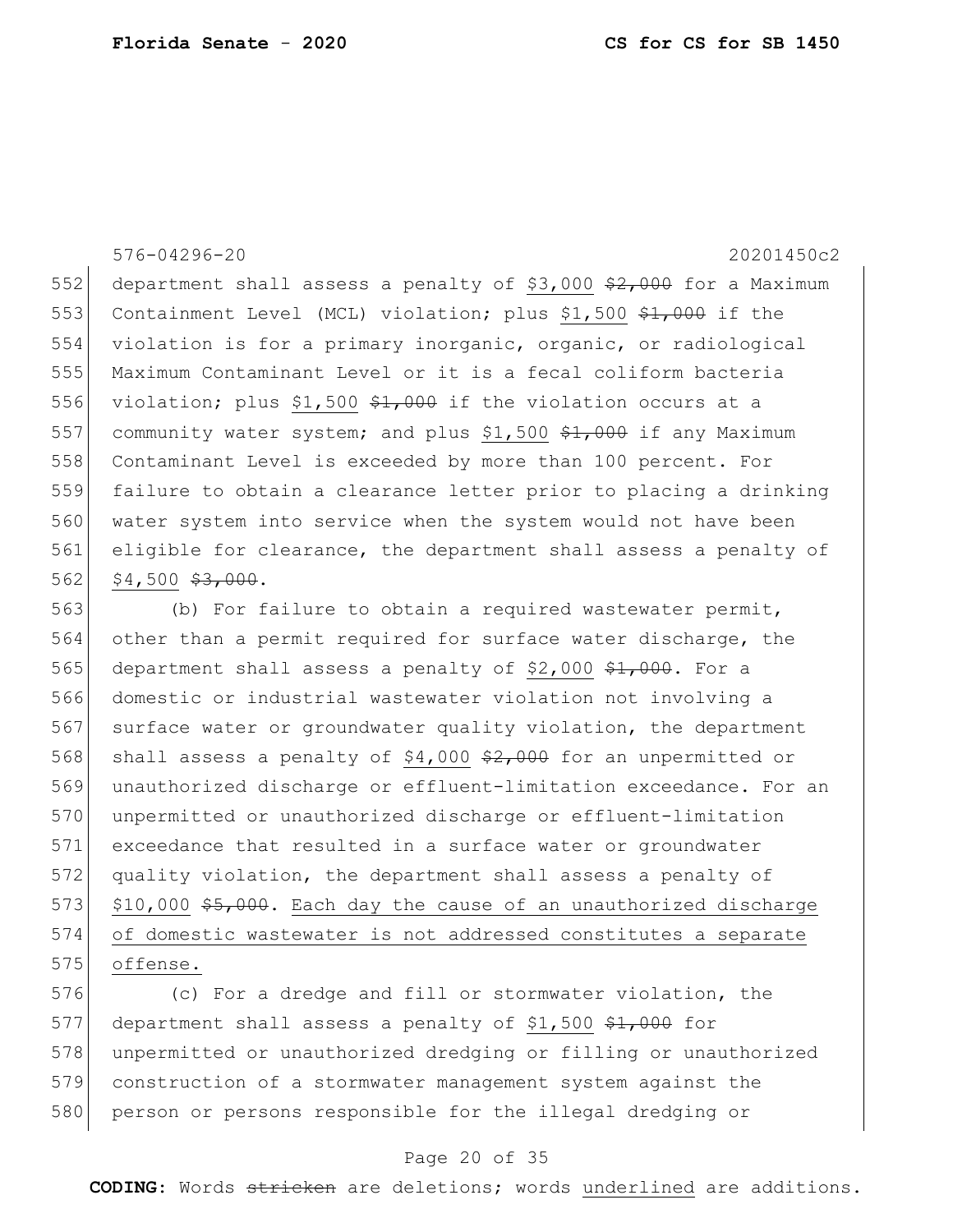department shall assess a penalty of <u>$3,000</u> ~~$2,000~~ for a Maximum Containment Level (MCL) violation; plus <u>$1,500</u> ~~$1,000~~ if the violation is for a primary inorganic, organic, or radiological Maximum Contaminant Level or it is a fecal coliform bacteria violation; plus <u>$1,500</u> ~~$1,000~~ if the violation occurs at a community water system; and plus <u>$1,500</u> ~~$1,000~~ if any Maximum Contaminant Level is exceeded by more than 100 percent. For failure to obtain a clearance letter prior to placing a drinking water system into service when the system would not have been eligible for clearance, the department shall assess a penalty of <u>$4,500</u> ~~$3,000~~.

(b) For failure to obtain a required wastewater permit, other than a permit required for surface water discharge, the department shall assess a penalty of <u>$2,000</u> ~~$1,000~~. For a domestic or industrial wastewater violation not involving a surface water or groundwater quality violation, the department shall assess a penalty of <u>$4,000</u> ~~$2,000~~ for an unpermitted or unauthorized discharge or effluent-limitation exceedance. For an unpermitted or unauthorized discharge or effluent-limitation exceedance that resulted in a surface water or groundwater quality violation, the department shall assess a penalty of <u>$10,000</u> ~~$5,000~~. <u>Each day the cause of an unauthorized discharge of domestic wastewater is not addressed constitutes a separate offense.</u>

(c) For a dredge and fill or stormwater violation, the department shall assess a penalty of <u>$1,500</u> ~~$1,000~~ for unpermitted or unauthorized dredging or filling or unauthorized construction of a stormwater management system against the person or persons responsible for the illegal dredging or

**CODING:** Words ~~stricken~~ are deletions; words <u>underlined</u> are additions.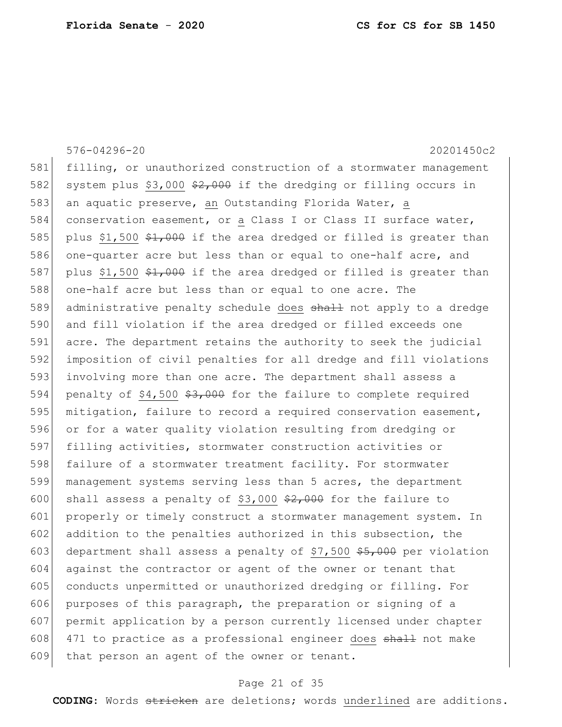576-04296-20 20201450c2

581 filling, or unauthorized construction of a stormwater management
582 system plus <u>$3,000</u> ~~$2,000~~ if the dredging or filling occurs in
583 an aquatic preserve, <u>an</u> Outstanding Florida Water, <u>a</u>
584 conservation easement, or <u>a</u> Class I or Class II surface water,
585 plus <u>$1,500</u> ~~$1,000~~ if the area dredged or filled is greater than
586 one-quarter acre but less than or equal to one-half acre, and
587 plus <u>$1,500</u> ~~$1,000~~ if the area dredged or filled is greater than
588 one-half acre but less than or equal to one acre. The
589 administrative penalty schedule <u>does</u> ~~shall~~ not apply to a dredge
590 and fill violation if the area dredged or filled exceeds one
591 acre. The department retains the authority to seek the judicial
592 imposition of civil penalties for all dredge and fill violations
593 involving more than one acre. The department shall assess a
594 penalty of <u>$4,500</u> ~~$3,000~~ for the failure to complete required
595 mitigation, failure to record a required conservation easement,
596 or for a water quality violation resulting from dredging or
597 filling activities, stormwater construction activities or
598 failure of a stormwater treatment facility. For stormwater
599 management systems serving less than 5 acres, the department
600 shall assess a penalty of <u>$3,000</u> ~~$2,000~~ for the failure to
601 properly or timely construct a stormwater management system. In
602 addition to the penalties authorized in this subsection, the
603 department shall assess a penalty of <u>$7,500</u> ~~$5,000~~ per violation
604 against the contractor or agent of the owner or tenant that
605 conducts unpermitted or unauthorized dredging or filling. For
606 purposes of this paragraph, the preparation or signing of a
607 permit application by a person currently licensed under chapter
608 471 to practice as a professional engineer <u>does</u> ~~shall~~ not make
609 that person an agent of the owner or tenant.

**CODING:** Words ~~stricken~~ are deletions; words <u>underlined</u> are additions.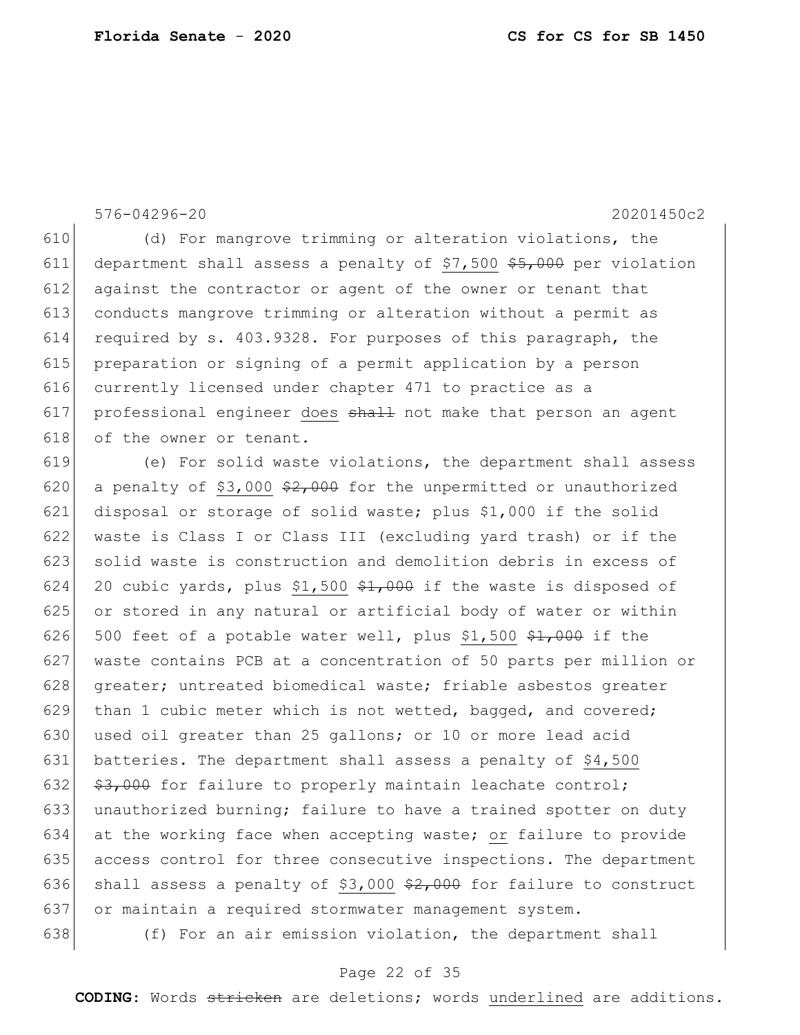(d) For mangrove trimming or alteration violations, the department shall assess a penalty of $7,500 ~~$5,000~~ per violation against the contractor or agent of the owner or tenant that conducts mangrove trimming or alteration without a permit as required by s. 403.9328. For purposes of this paragraph, the preparation or signing of a permit application by a person currently licensed under chapter 471 to practice as a professional engineer does ~~shall~~ not make that person an agent of the owner or tenant.

(e) For solid waste violations, the department shall assess a penalty of $3,000 ~~$2,000~~ for the unpermitted or unauthorized disposal or storage of solid waste; plus $1,000 if the solid waste is Class I or Class III (excluding yard trash) or if the solid waste is construction and demolition debris in excess of 20 cubic yards, plus $1,500 ~~$1,000~~ if the waste is disposed of or stored in any natural or artificial body of water or within 500 feet of a potable water well, plus $1,500 ~~$1,000~~ if the waste contains PCB at a concentration of 50 parts per million or greater; untreated biomedical waste; friable asbestos greater than 1 cubic meter which is not wetted, bagged, and covered; used oil greater than 25 gallons; or 10 or more lead acid batteries. The department shall assess a penalty of $4,500 ~~$3,000~~ for failure to properly maintain leachate control; unauthorized burning; failure to have a trained spotter on duty at the working face when accepting waste; or failure to provide access control for three consecutive inspections. The department shall assess a penalty of $3,000 ~~$2,000~~ for failure to construct or maintain a required stormwater management system.

(f) For an air emission violation, the department shall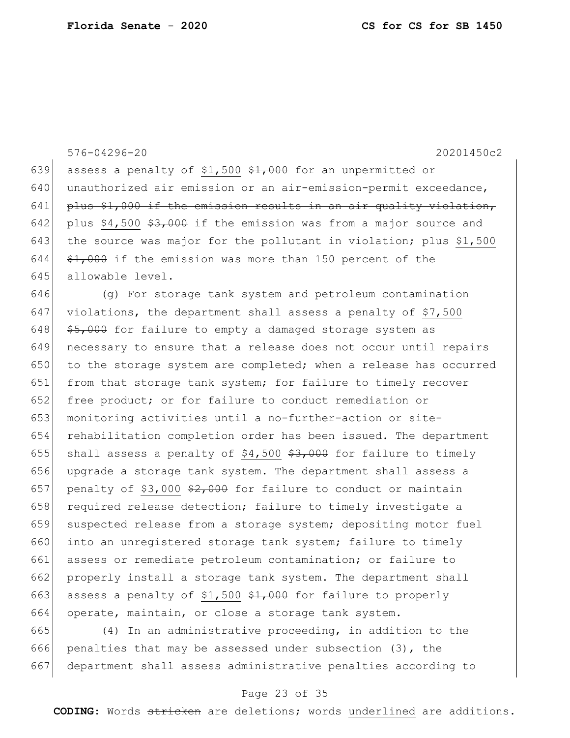assess a penalty of <u>$1,500</u> ~~$1,000~~ for an unpermitted or unauthorized air emission or an air-emission-permit exceedance, ~~plus $1,000 if the emission results in an air quality violation,~~ plus <u>$4,500</u> ~~$3,000~~ if the emission was from a major source and the source was major for the pollutant in violation; plus <u>$1,500</u> ~~$1,000~~ if the emission was more than 150 percent of the allowable level.

(g) For storage tank system and petroleum contamination violations, the department shall assess a penalty of <u>$7,500</u> ~~$5,000~~ for failure to empty a damaged storage system as necessary to ensure that a release does not occur until repairs to the storage system are completed; when a release has occurred from that storage tank system; for failure to timely recover free product; or for failure to conduct remediation or monitoring activities until a no-further-action or site-rehabilitation completion order has been issued. The department shall assess a penalty of <u>$4,500</u> ~~$3,000~~ for failure to timely upgrade a storage tank system. The department shall assess a penalty of <u>$3,000</u> ~~$2,000~~ for failure to conduct or maintain required release detection; failure to timely investigate a suspected release from a storage system; depositing motor fuel into an unregistered storage tank system; failure to timely assess or remediate petroleum contamination; or failure to properly install a storage tank system. The department shall assess a penalty of <u>$1,500</u> ~~$1,000~~ for failure to properly operate, maintain, or close a storage tank system.

(4) In an administrative proceeding, in addition to the penalties that may be assessed under subsection (3), the department shall assess administrative penalties according to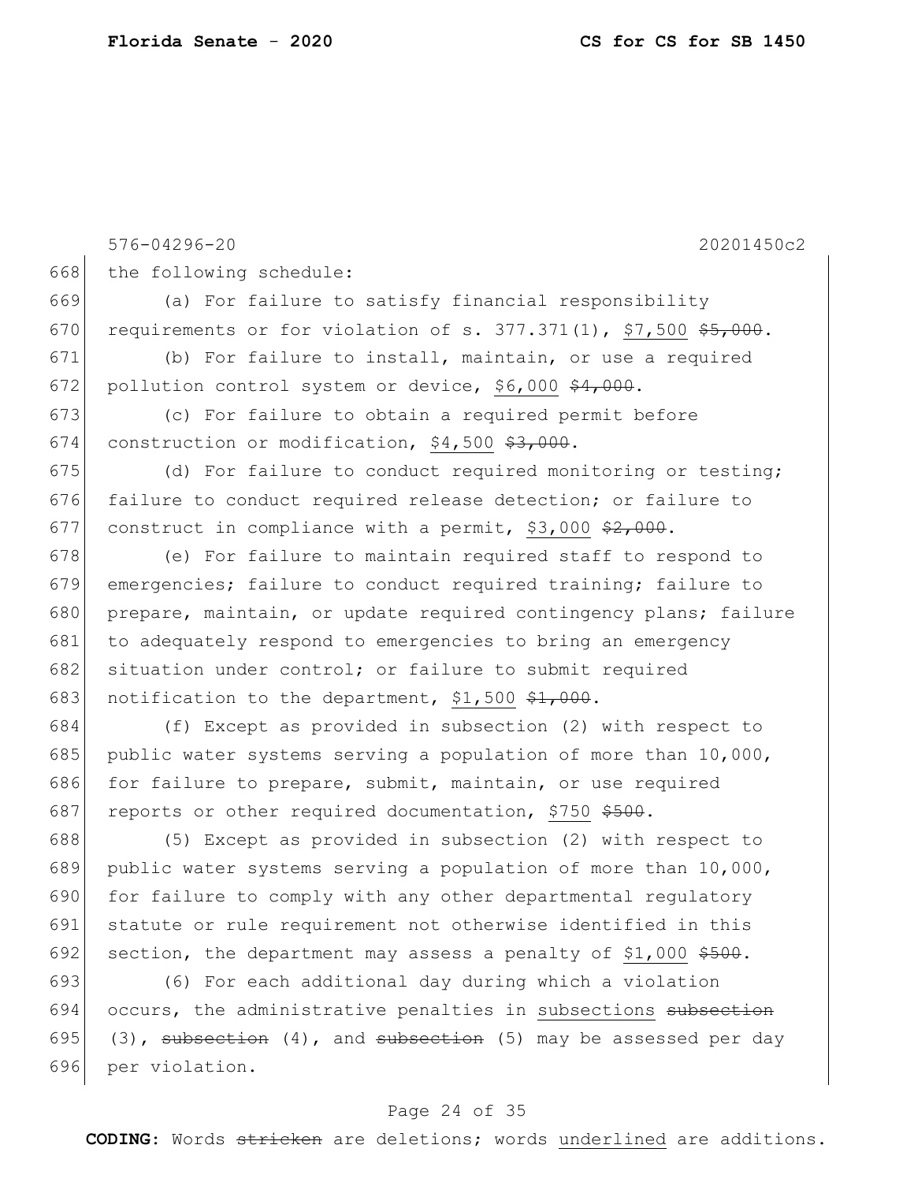the following schedule:

(a) For failure to satisfy financial responsibility requirements or for violation of s. 377.371(1), <u>$7,500</u> ~~$5,000~~.

(b) For failure to install, maintain, or use a required pollution control system or device, <u>$6,000</u> ~~$4,000~~.

(c) For failure to obtain a required permit before construction or modification, <u>$4,500</u> ~~$3,000~~.

(d) For failure to conduct required monitoring or testing; failure to conduct required release detection; or failure to construct in compliance with a permit, <u>$3,000</u> ~~$2,000~~.

(e) For failure to maintain required staff to respond to emergencies; failure to conduct required training; failure to prepare, maintain, or update required contingency plans; failure to adequately respond to emergencies to bring an emergency situation under control; or failure to submit required notification to the department, <u>$1,500</u> ~~$1,000~~.

(f) Except as provided in subsection (2) with respect to public water systems serving a population of more than 10,000, for failure to prepare, submit, maintain, or use required reports or other required documentation, <u>$750</u> ~~$500~~.

(5) Except as provided in subsection (2) with respect to public water systems serving a population of more than 10,000, for failure to comply with any other departmental regulatory statute or rule requirement not otherwise identified in this section, the department may assess a penalty of <u>$1,000</u> ~~$500~~.

(6) For each additional day during which a violation occurs, the administrative penalties in <u>subsections</u> ~~subsection~~ (3), ~~subsection~~ (4), and ~~subsection~~ (5) may be assessed per day per violation.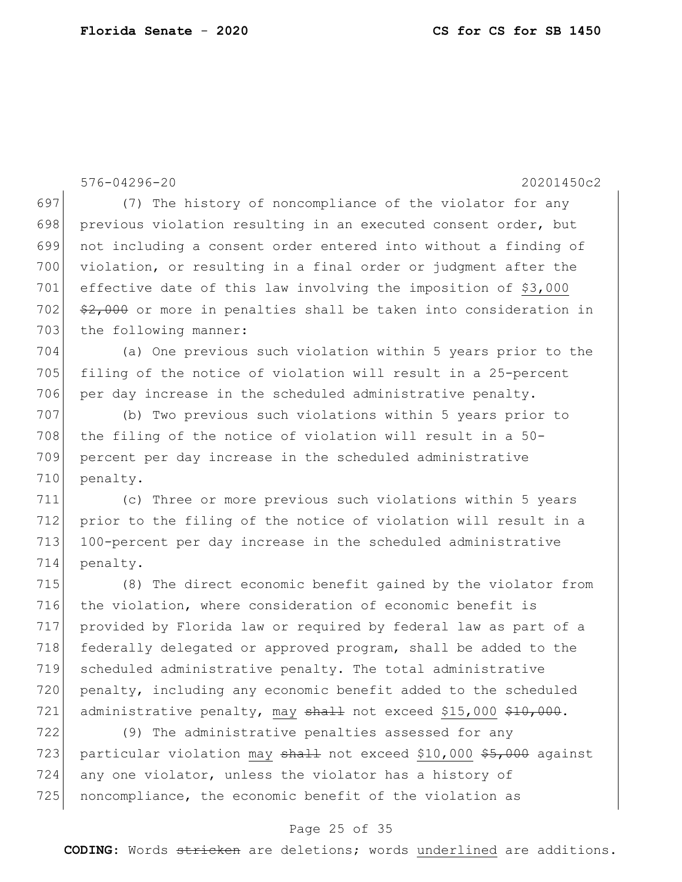(7) The history of noncompliance of the violator for any previous violation resulting in an executed consent order, but not including a consent order entered into without a finding of violation, or resulting in a final order or judgment after the effective date of this law involving the imposition of <u>$3,000</u> ~~$2,000~~ or more in penalties shall be taken into consideration in the following manner:

(a) One previous such violation within 5 years prior to the filing of the notice of violation will result in a 25-percent per day increase in the scheduled administrative penalty.

(b) Two previous such violations within 5 years prior to the filing of the notice of violation will result in a 50-percent per day increase in the scheduled administrative penalty.

(c) Three or more previous such violations within 5 years prior to the filing of the notice of violation will result in a 100-percent per day increase in the scheduled administrative penalty.

(8) The direct economic benefit gained by the violator from the violation, where consideration of economic benefit is provided by Florida law or required by federal law as part of a federally delegated or approved program, shall be added to the scheduled administrative penalty. The total administrative penalty, including any economic benefit added to the scheduled administrative penalty, <u>may</u> ~~shall~~ not exceed <u>$15,000</u> ~~$10,000~~.

(9) The administrative penalties assessed for any particular violation <u>may</u> ~~shall~~ not exceed <u>$10,000</u> ~~$5,000~~ against any one violator, unless the violator has a history of noncompliance, the economic benefit of the violation as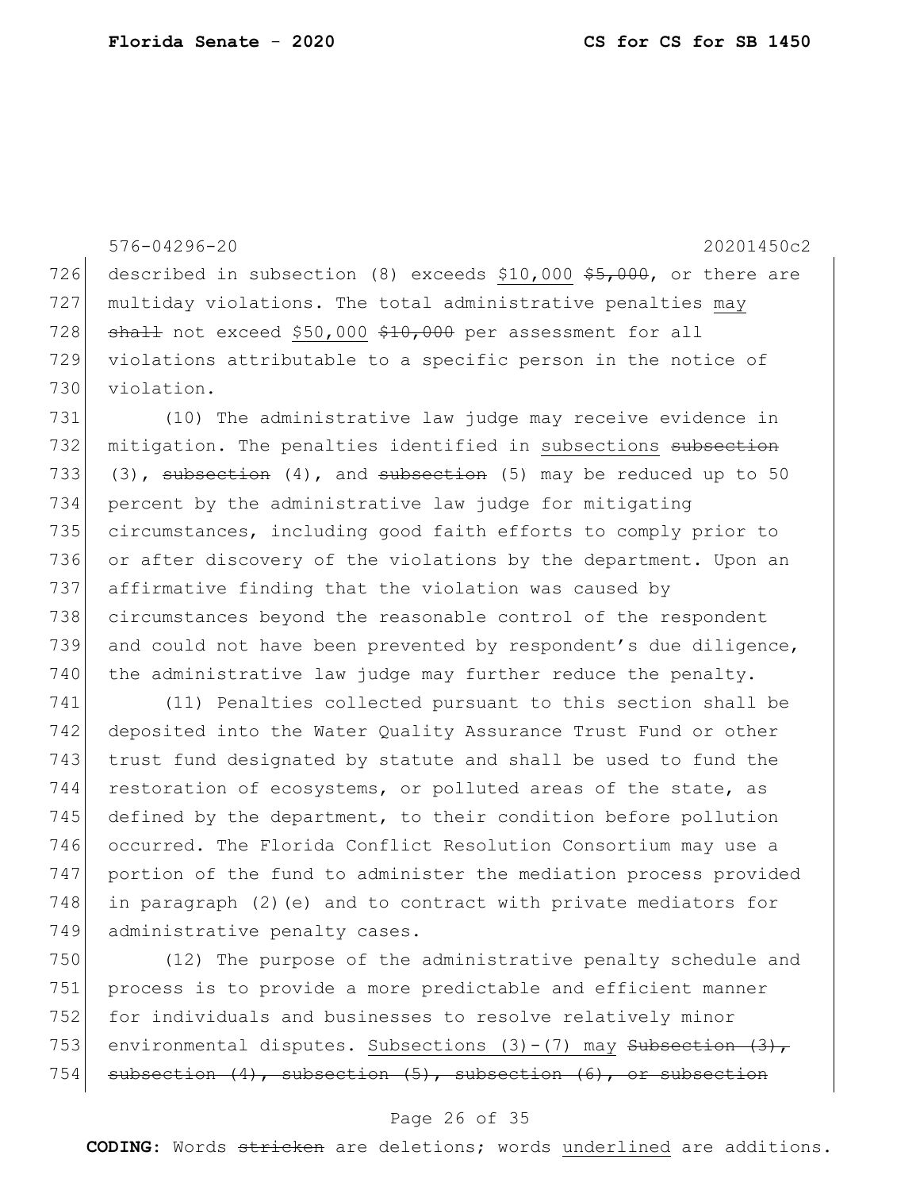described in subsection (8) exceeds <u>$10,000</u> ~~$5,000~~, or there are multiday violations. The total administrative penalties <u>may</u> ~~shall~~ not exceed <u>$50,000</u> ~~$10,000~~ per assessment for all violations attributable to a specific person in the notice of violation.

(10) The administrative law judge may receive evidence in mitigation. The penalties identified in <u>subsections</u> ~~subsection~~ (3), ~~subsection~~ (4), and ~~subsection~~ (5) may be reduced up to 50 percent by the administrative law judge for mitigating circumstances, including good faith efforts to comply prior to or after discovery of the violations by the department. Upon an affirmative finding that the violation was caused by circumstances beyond the reasonable control of the respondent and could not have been prevented by respondent's due diligence, the administrative law judge may further reduce the penalty.

(11) Penalties collected pursuant to this section shall be deposited into the Water Quality Assurance Trust Fund or other trust fund designated by statute and shall be used to fund the restoration of ecosystems, or polluted areas of the state, as defined by the department, to their condition before pollution occurred. The Florida Conflict Resolution Consortium may use a portion of the fund to administer the mediation process provided in paragraph (2)(e) and to contract with private mediators for administrative penalty cases.

(12) The purpose of the administrative penalty schedule and process is to provide a more predictable and efficient manner for individuals and businesses to resolve relatively minor environmental disputes. <u>Subsections (3)-(7) may</u> ~~Subsection (3), subsection (4), subsection (5), subsection (6), or subsection~~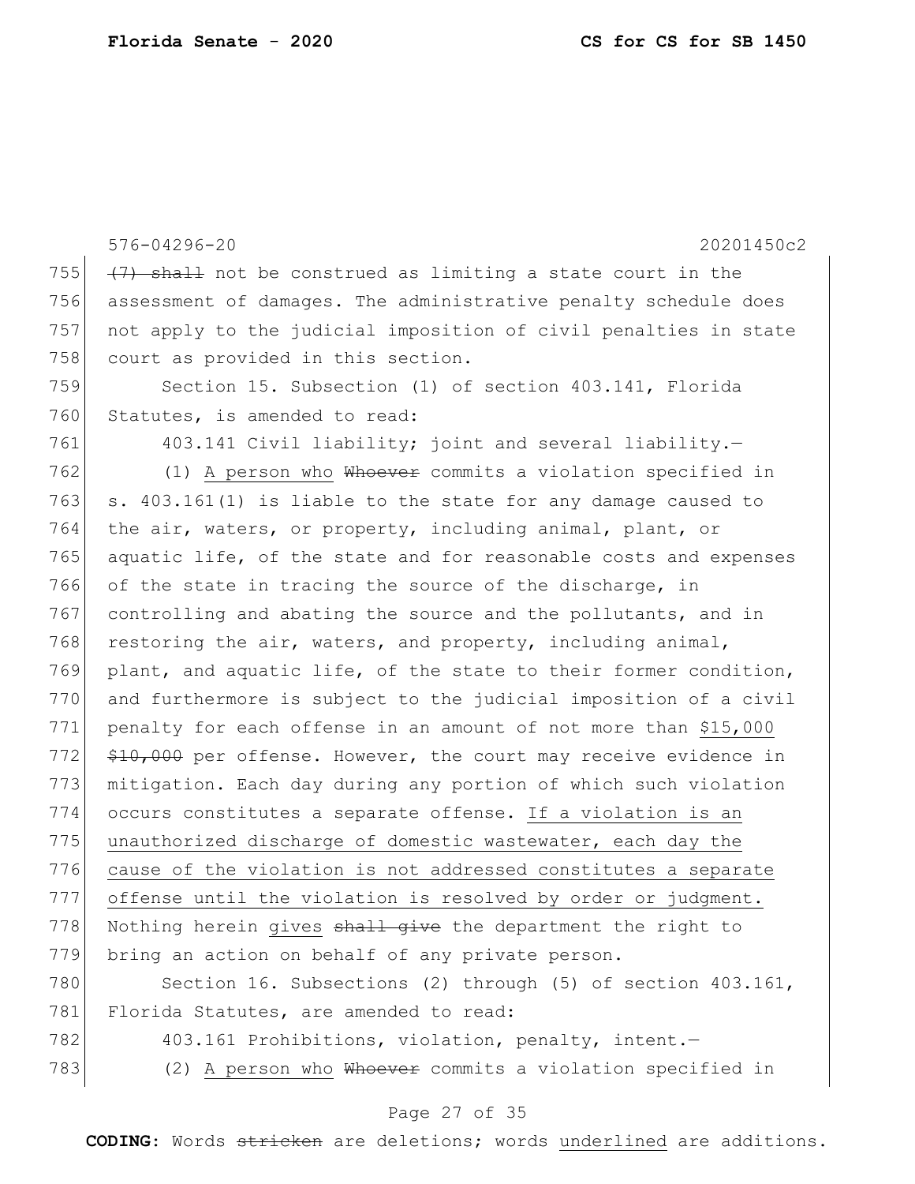576-04296-20 20201450c2

755 ~~(7) shall~~ not be construed as limiting a state court in the
756 assessment of damages. The administrative penalty schedule does
757 not apply to the judicial imposition of civil penalties in state
758 court as provided in this section.

759 Section 15. Subsection (1) of section 403.141, Florida
760 Statutes, is amended to read:

761 403.141 Civil liability; joint and several liability.—

762 (1) <u>A person who</u> ~~Whoever~~ commits a violation specified in
763 s. 403.161(1) is liable to the state for any damage caused to
764 the air, waters, or property, including animal, plant, or
765 aquatic life, of the state and for reasonable costs and expenses
766 of the state in tracing the source of the discharge, in
767 controlling and abating the source and the pollutants, and in
768 restoring the air, waters, and property, including animal,
769 plant, and aquatic life, of the state to their former condition,
770 and furthermore is subject to the judicial imposition of a civil
771 penalty for each offense in an amount of not more than <u>$15,000</u>
772 ~~$10,000~~ per offense. However, the court may receive evidence in
773 mitigation. Each day during any portion of which such violation
774 occurs constitutes a separate offense. <u>If a violation is an</u>
775 <u>unauthorized discharge of domestic wastewater, each day the</u>
776 <u>cause of the violation is not addressed constitutes a separate</u>
777 <u>offense until the violation is resolved by order or judgment.</u>
778 Nothing herein <u>gives</u> ~~shall give~~ the department the right to
779 bring an action on behalf of any private person.

780 Section 16. Subsections (2) through (5) of section 403.161,
781 Florida Statutes, are amended to read:

782 403.161 Prohibitions, violation, penalty, intent.—

783 (2) <u>A person who</u> ~~Whoever~~ commits a violation specified in

**CODING:** Words ~~stricken~~ are deletions; words <u>underlined</u> are additions.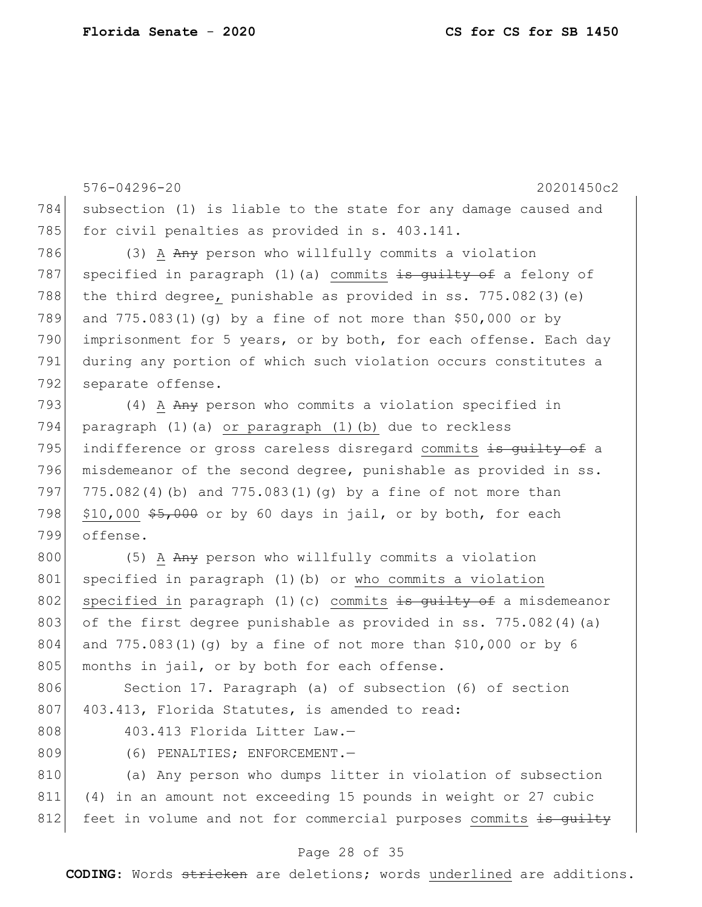subsection (1) is liable to the state for any damage caused and for civil penalties as provided in s. 403.141.

(3) A ~~Any~~ person who willfully commits a violation specified in paragraph (1)(a) commits ~~is guilty of~~ a felony of the third degree, punishable as provided in ss. 775.082(3)(e) and 775.083(1)(g) by a fine of not more than $50,000 or by imprisonment for 5 years, or by both, for each offense. Each day during any portion of which such violation occurs constitutes a separate offense.

(4) A ~~Any~~ person who commits a violation specified in paragraph (1)(a) or paragraph (1)(b) due to reckless indifference or gross careless disregard commits ~~is guilty of~~ a misdemeanor of the second degree, punishable as provided in ss. 775.082(4)(b) and 775.083(1)(g) by a fine of not more than $10,000 ~~$5,000~~ or by 60 days in jail, or by both, for each offense.

(5) A ~~Any~~ person who willfully commits a violation specified in paragraph (1)(b) or who commits a violation specified in paragraph (1)(c) commits ~~is guilty of~~ a misdemeanor of the first degree punishable as provided in ss. 775.082(4)(a) and 775.083(1)(g) by a fine of not more than $10,000 or by 6 months in jail, or by both for each offense.

Section 17. Paragraph (a) of subsection (6) of section 403.413, Florida Statutes, is amended to read:

403.413 Florida Litter Law.—

(6) PENALTIES; ENFORCEMENT.—

(a) Any person who dumps litter in violation of subsection (4) in an amount not exceeding 15 pounds in weight or 27 cubic feet in volume and not for commercial purposes commits ~~is guilty~~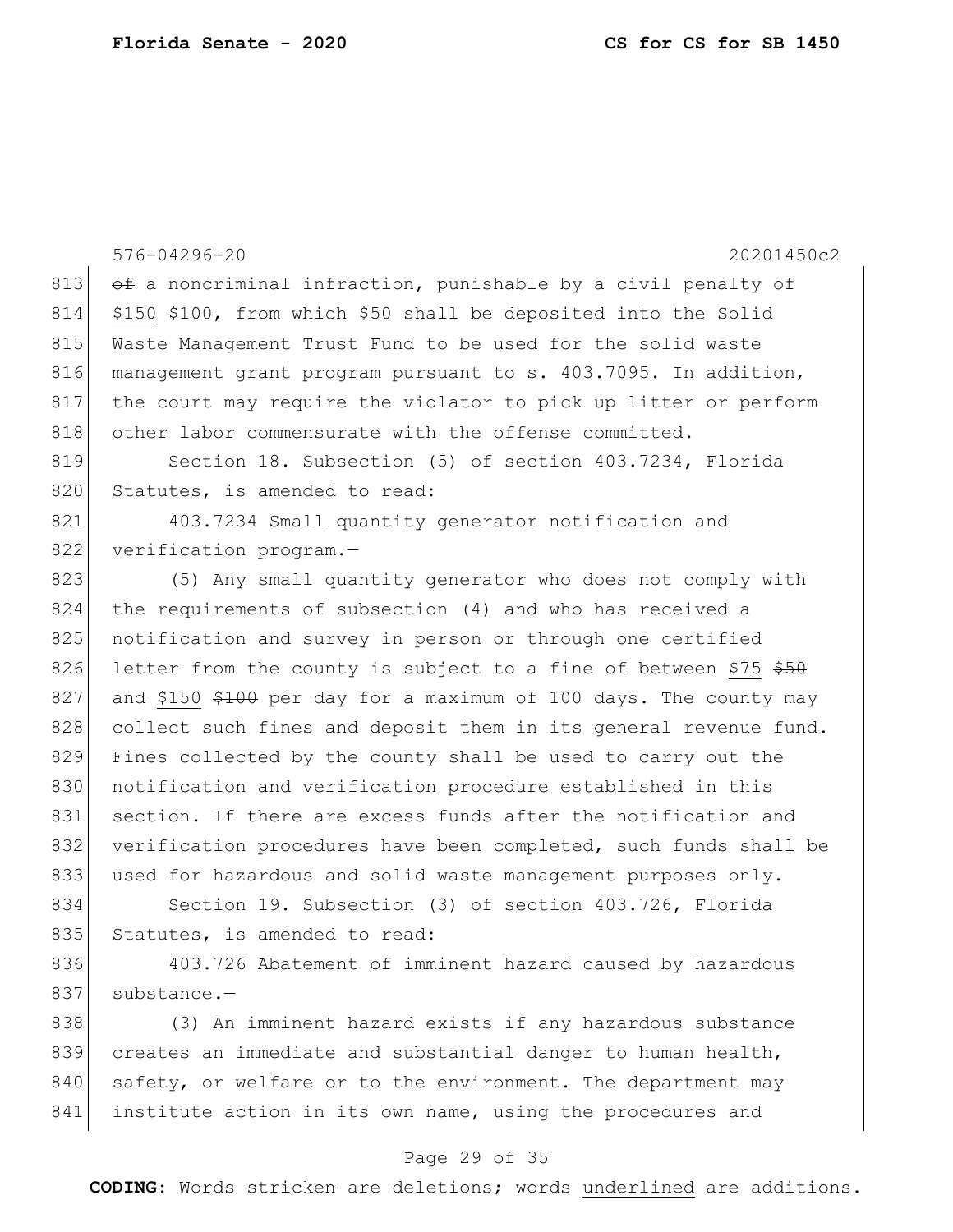576-04296-20 20201450c2

813 ~~of~~ a noncriminal infraction, punishable by a civil penalty of
814 $150 ~~$100~~, from which $50 shall be deposited into the Solid
815 Waste Management Trust Fund to be used for the solid waste
816 management grant program pursuant to s. 403.7095. In addition,
817 the court may require the violator to pick up litter or perform
818 other labor commensurate with the offense committed.

819 Section 18. Subsection (5) of section 403.7234, Florida
820 Statutes, is amended to read:

821 403.7234 Small quantity generator notification and
822 verification program.—

823 (5) Any small quantity generator who does not comply with
824 the requirements of subsection (4) and who has received a
825 notification and survey in person or through one certified
826 letter from the county is subject to a fine of between $75 ~~$50~~
827 and $150 ~~$100~~ per day for a maximum of 100 days. The county may
828 collect such fines and deposit them in its general revenue fund.
829 Fines collected by the county shall be used to carry out the
830 notification and verification procedure established in this
831 section. If there are excess funds after the notification and
832 verification procedures have been completed, such funds shall be
833 used for hazardous and solid waste management purposes only.

834 Section 19. Subsection (3) of section 403.726, Florida
835 Statutes, is amended to read:

836 403.726 Abatement of imminent hazard caused by hazardous
837 substance.—

838 (3) An imminent hazard exists if any hazardous substance
839 creates an immediate and substantial danger to human health,
840 safety, or welfare or to the environment. The department may
841 institute action in its own name, using the procedures and

**CODING:** Words ~~stricken~~ are deletions; words underlined are additions.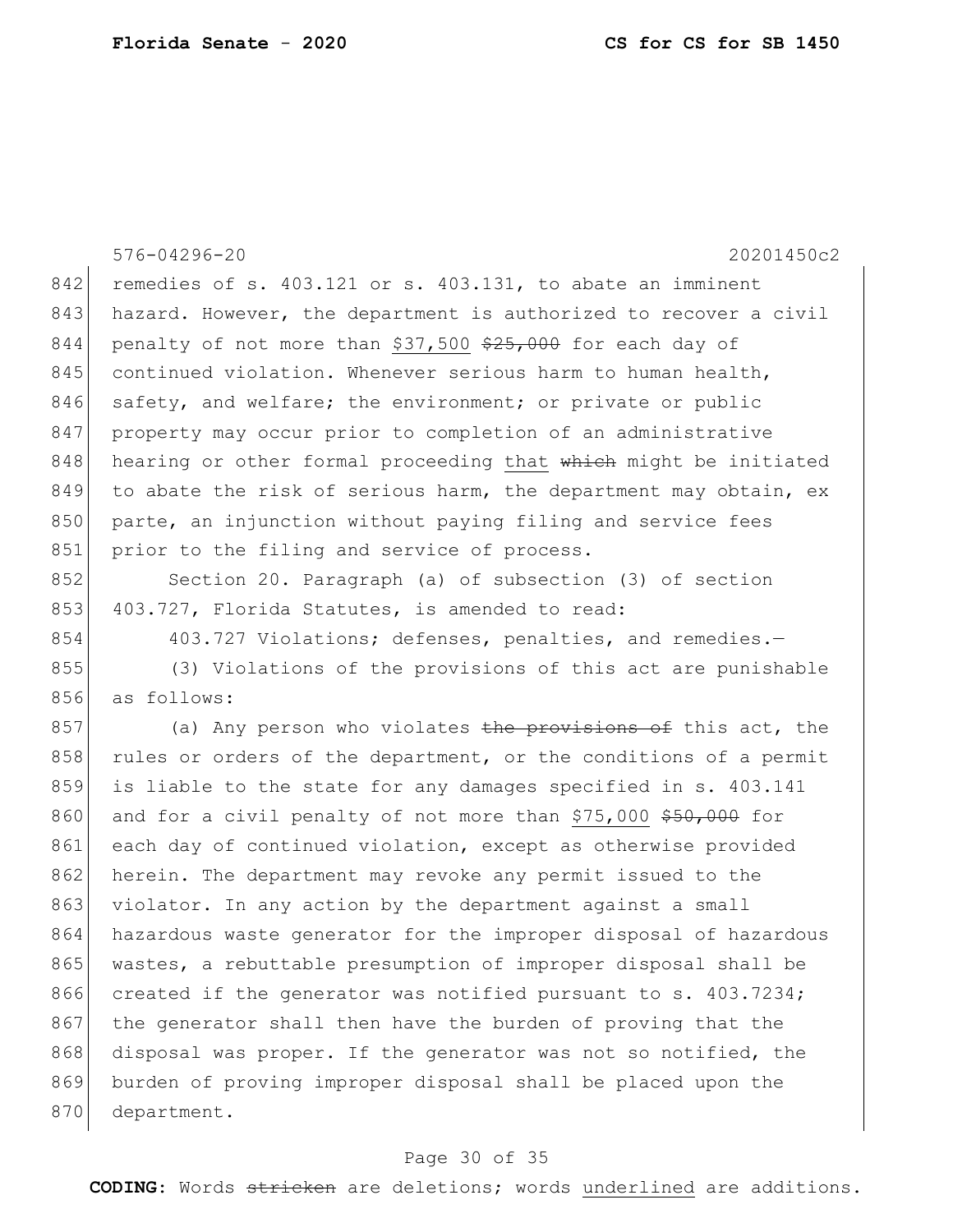remedies of s. 403.121 or s. 403.131, to abate an imminent hazard. However, the department is authorized to recover a civil penalty of not more than <u>$37,500</u> ~~$25,000~~ for each day of continued violation. Whenever serious harm to human health, safety, and welfare; the environment; or private or public property may occur prior to completion of an administrative hearing or other formal proceeding <u>that</u> ~~which~~ might be initiated to abate the risk of serious harm, the department may obtain, ex parte, an injunction without paying filing and service fees prior to the filing and service of process.

Section 20. Paragraph (a) of subsection (3) of section 403.727, Florida Statutes, is amended to read:

403.727 Violations; defenses, penalties, and remedies.—

(3) Violations of the provisions of this act are punishable as follows:

(a) Any person who violates ~~the provisions of~~ this act, the rules or orders of the department, or the conditions of a permit is liable to the state for any damages specified in s. 403.141 and for a civil penalty of not more than <u>$75,000</u> ~~$50,000~~ for each day of continued violation, except as otherwise provided herein. The department may revoke any permit issued to the violator. In any action by the department against a small hazardous waste generator for the improper disposal of hazardous wastes, a rebuttable presumption of improper disposal shall be created if the generator was notified pursuant to s. 403.7234; the generator shall then have the burden of proving that the disposal was proper. If the generator was not so notified, the burden of proving improper disposal shall be placed upon the department.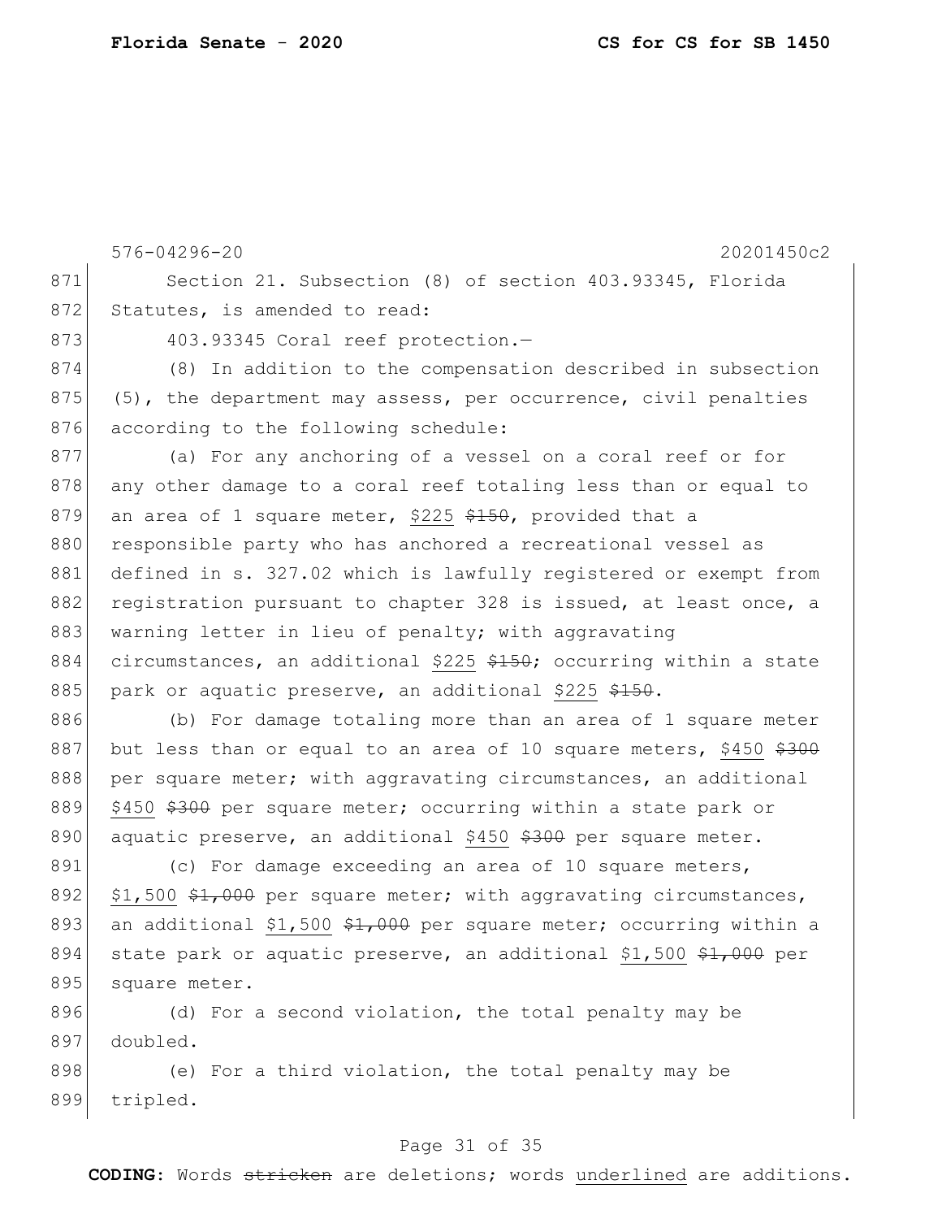576-04296-20 20201450c2

871 Section 21. Subsection (8) of section 403.93345, Florida
872 Statutes, is amended to read:

873 403.93345 Coral reef protection.—

874 (8) In addition to the compensation described in subsection
875 (5), the department may assess, per occurrence, civil penalties
876 according to the following schedule:

877 (a) For any anchoring of a vessel on a coral reef or for
878 any other damage to a coral reef totaling less than or equal to
879 an area of 1 square meter, <u>$225</u> ~~$150~~, provided that a
880 responsible party who has anchored a recreational vessel as
881 defined in s. 327.02 which is lawfully registered or exempt from
882 registration pursuant to chapter 328 is issued, at least once, a
883 warning letter in lieu of penalty; with aggravating
884 circumstances, an additional <u>$225</u> ~~$150~~; occurring within a state
885 park or aquatic preserve, an additional <u>$225</u> ~~$150~~.

886 (b) For damage totaling more than an area of 1 square meter
887 but less than or equal to an area of 10 square meters, <u>$450</u> ~~$300~~
888 per square meter; with aggravating circumstances, an additional
889 <u>$450</u> ~~$300~~ per square meter; occurring within a state park or
890 aquatic preserve, an additional <u>$450</u> ~~$300~~ per square meter.

891 (c) For damage exceeding an area of 10 square meters,
892 <u>$1,500</u> ~~$1,000~~ per square meter; with aggravating circumstances,
893 an additional <u>$1,500</u> ~~$1,000~~ per square meter; occurring within a
894 state park or aquatic preserve, an additional <u>$1,500</u> ~~$1,000~~ per
895 square meter.

896 (d) For a second violation, the total penalty may be
897 doubled.

898 (e) For a third violation, the total penalty may be
899 tripled.

**CODING:** Words ~~stricken~~ are deletions; words <u>underlined</u> are additions.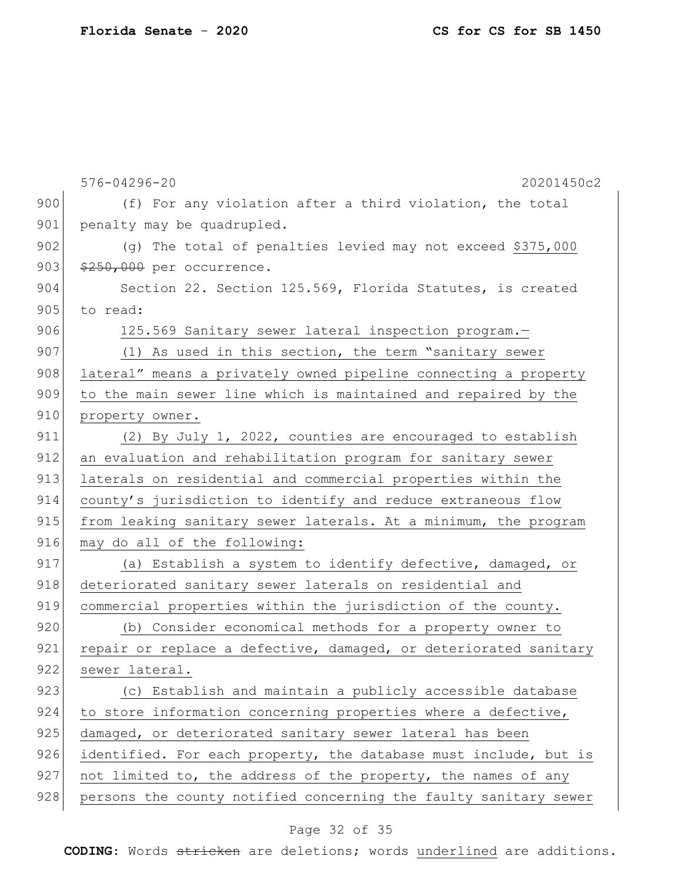(f) For any violation after a third violation, the total penalty may be quadrupled.

(g) The total of penalties levied may not exceed <u>$375,000</u> ~~$250,000~~ per occurrence.

Section 22. Section 125.569, Florida Statutes, is created to read:

<u>125.569 Sanitary sewer lateral inspection program.—</u>

<u>(1) As used in this section, the term "sanitary sewer lateral" means a privately owned pipeline connecting a property to the main sewer line which is maintained and repaired by the property owner.</u>

<u>(2) By July 1, 2022, counties are encouraged to establish an evaluation and rehabilitation program for sanitary sewer laterals on residential and commercial properties within the county's jurisdiction to identify and reduce extraneous flow from leaking sanitary sewer laterals. At a minimum, the program may do all of the following:</u>

<u>(a) Establish a system to identify defective, damaged, or deteriorated sanitary sewer laterals on residential and commercial properties within the jurisdiction of the county.</u>

<u>(b) Consider economical methods for a property owner to repair or replace a defective, damaged, or deteriorated sanitary sewer lateral.</u>

<u>(c) Establish and maintain a publicly accessible database to store information concerning properties where a defective, damaged, or deteriorated sanitary sewer lateral has been identified. For each property, the database must include, but is not limited to, the address of the property, the names of any persons the county notified concerning the faulty sanitary sewer</u>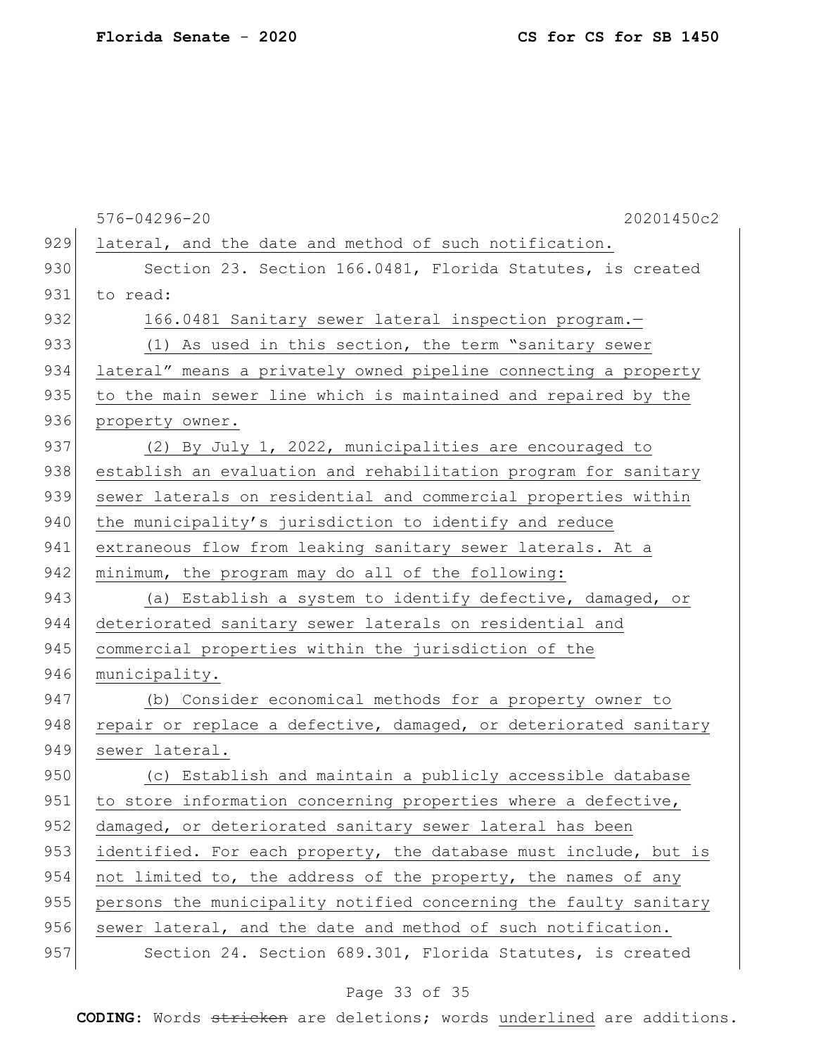lateral, and the date and method of such notification.

Section 23. Section 166.0481, Florida Statutes, is created to read:

166.0481 Sanitary sewer lateral inspection program.—

(1) As used in this section, the term "sanitary sewer lateral" means a privately owned pipeline connecting a property to the main sewer line which is maintained and repaired by the property owner.

(2) By July 1, 2022, municipalities are encouraged to establish an evaluation and rehabilitation program for sanitary sewer laterals on residential and commercial properties within the municipality's jurisdiction to identify and reduce extraneous flow from leaking sanitary sewer laterals. At a minimum, the program may do all of the following:

(a) Establish a system to identify defective, damaged, or deteriorated sanitary sewer laterals on residential and commercial properties within the jurisdiction of the municipality.

(b) Consider economical methods for a property owner to repair or replace a defective, damaged, or deteriorated sanitary sewer lateral.

(c) Establish and maintain a publicly accessible database to store information concerning properties where a defective, damaged, or deteriorated sanitary sewer lateral has been identified. For each property, the database must include, but is not limited to, the address of the property, the names of any persons the municipality notified concerning the faulty sanitary sewer lateral, and the date and method of such notification.

Section 24. Section 689.301, Florida Statutes, is created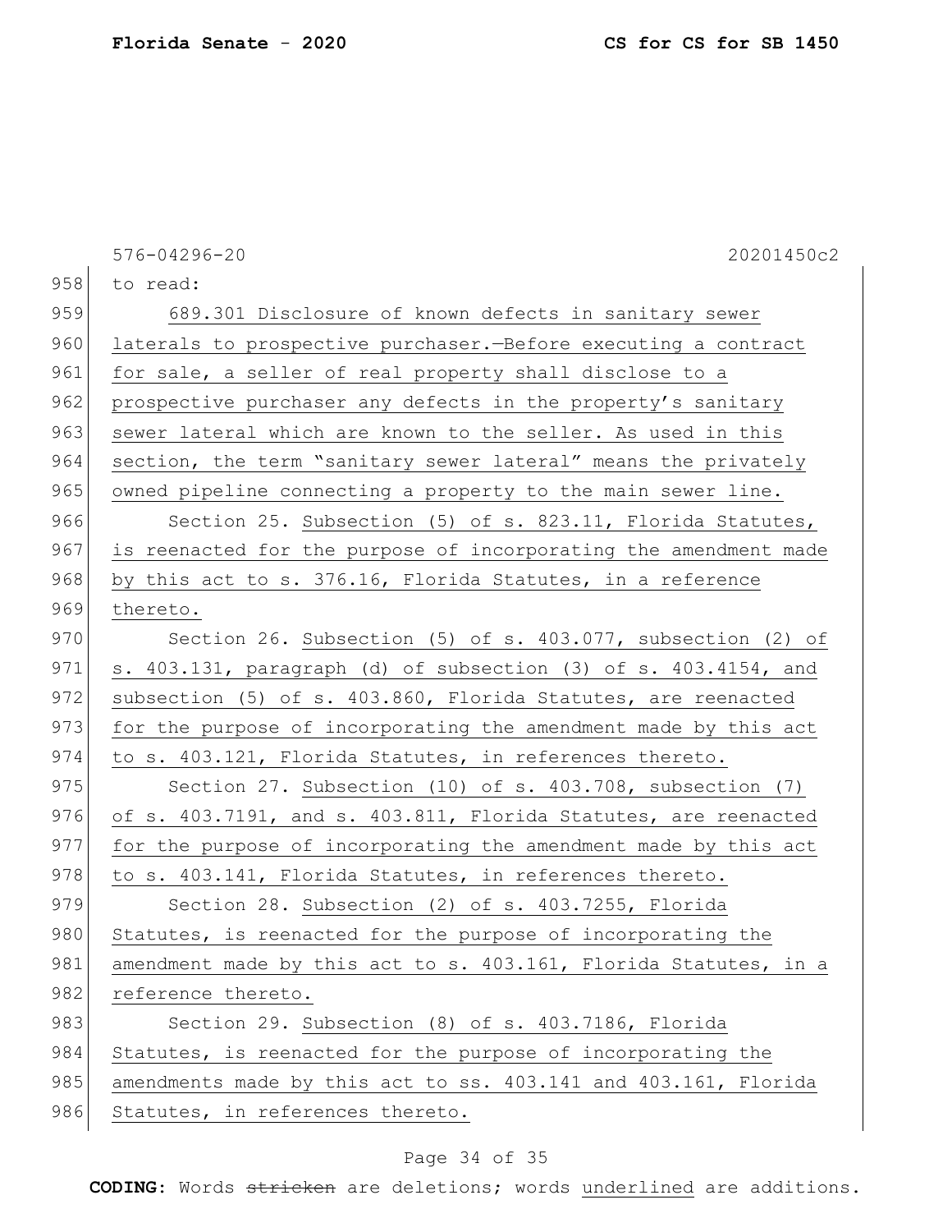576-04296-20 20201450c2

to read:

689.301 Disclosure of known defects in sanitary sewer laterals to prospective purchaser.—Before executing a contract for sale, a seller of real property shall disclose to a prospective purchaser any defects in the property's sanitary sewer lateral which are known to the seller. As used in this section, the term "sanitary sewer lateral" means the privately owned pipeline connecting a property to the main sewer line.

Section 25. Subsection (5) of s. 823.11, Florida Statutes, is reenacted for the purpose of incorporating the amendment made by this act to s. 376.16, Florida Statutes, in a reference thereto.

Section 26. Subsection (5) of s. 403.077, subsection (2) of s. 403.131, paragraph (d) of subsection (3) of s. 403.4154, and subsection (5) of s. 403.860, Florida Statutes, are reenacted for the purpose of incorporating the amendment made by this act to s. 403.121, Florida Statutes, in references thereto.

Section 27. Subsection (10) of s. 403.708, subsection (7) of s. 403.7191, and s. 403.811, Florida Statutes, are reenacted for the purpose of incorporating the amendment made by this act to s. 403.141, Florida Statutes, in references thereto.

Section 28. Subsection (2) of s. 403.7255, Florida Statutes, is reenacted for the purpose of incorporating the amendment made by this act to s. 403.161, Florida Statutes, in a reference thereto.

Section 29. Subsection (8) of s. 403.7186, Florida Statutes, is reenacted for the purpose of incorporating the amendments made by this act to ss. 403.141 and 403.161, Florida Statutes, in references thereto.

**CODING:** Words ~~stricken~~ are deletions; words underlined are additions.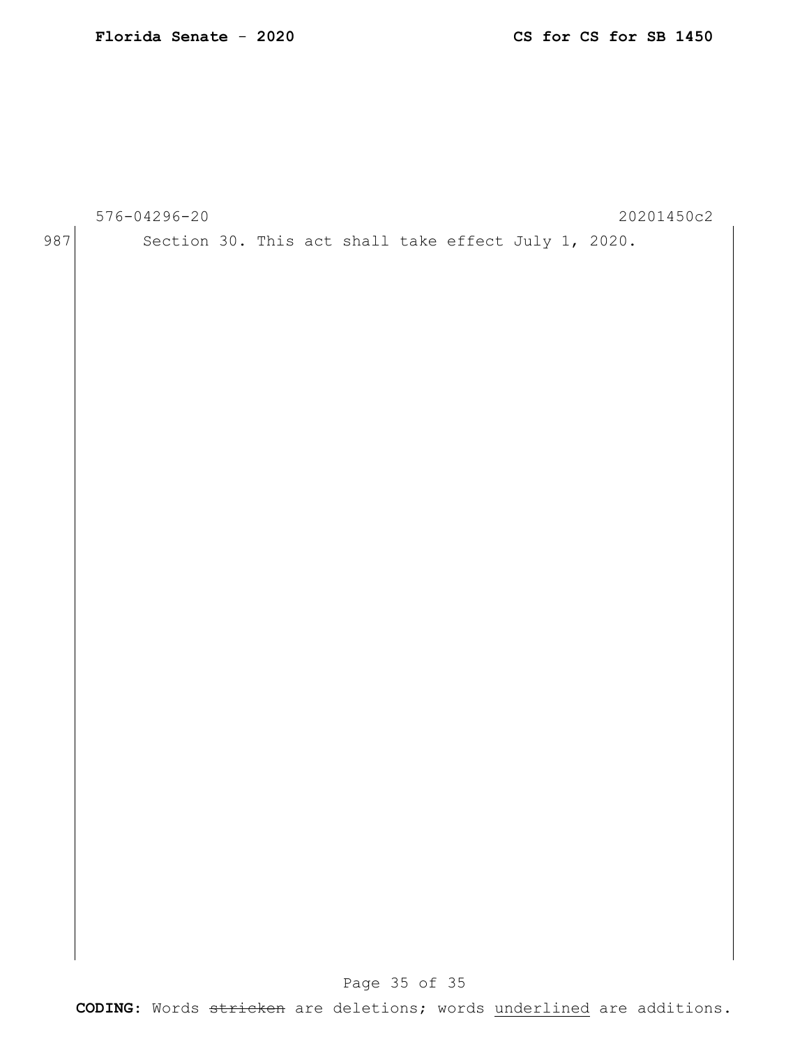576-04296-20 20201450c2

987 Section 30. This act shall take effect July 1, 2020.